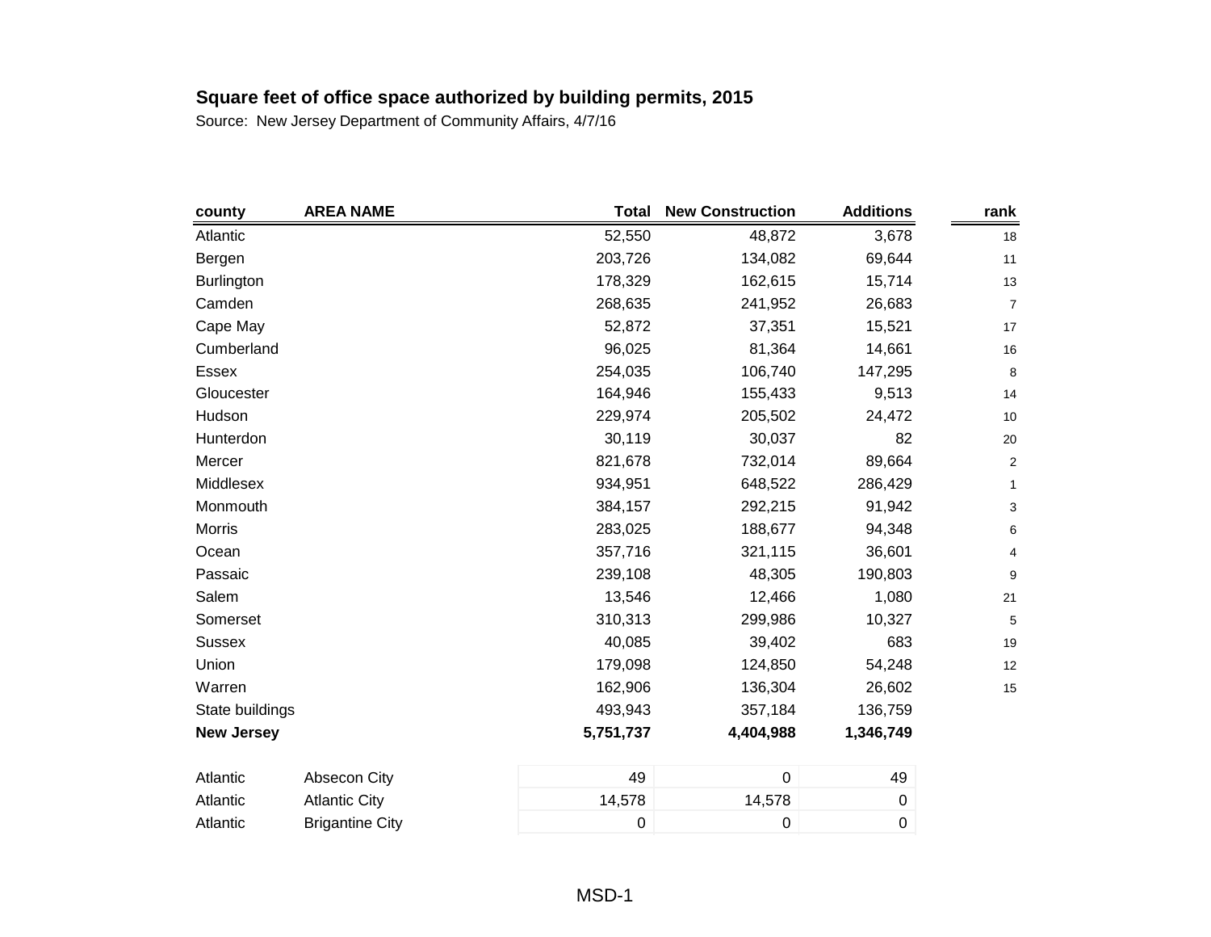**Square feet of office space authorized by building permits, 2015**

Source: New Jersey Department of Community Affairs, 4/7/16

| county | AREA NAME | Total | New Construction | Additions | rank |
|---|---|---|---|---|---|
| Atlantic | | 52,550 | 48,872 | 3,678 | 18 |
| Bergen | | 203,726 | 134,082 | 69,644 | 11 |
| Burlington | | 178,329 | 162,615 | 15,714 | 13 |
| Camden | | 268,635 | 241,952 | 26,683 | 7 |
| Cape May | | 52,872 | 37,351 | 15,521 | 17 |
| Cumberland | | 96,025 | 81,364 | 14,661 | 16 |
| Essex | | 254,035 | 106,740 | 147,295 | 8 |
| Gloucester | | 164,946 | 155,433 | 9,513 | 14 |
| Hudson | | 229,974 | 205,502 | 24,472 | 10 |
| Hunterdon | | 30,119 | 30,037 | 82 | 20 |
| Mercer | | 821,678 | 732,014 | 89,664 | 2 |
| Middlesex | | 934,951 | 648,522 | 286,429 | 1 |
| Monmouth | | 384,157 | 292,215 | 91,942 | 3 |
| Morris | | 283,025 | 188,677 | 94,348 | 6 |
| Ocean | | 357,716 | 321,115 | 36,601 | 4 |
| Passaic | | 239,108 | 48,305 | 190,803 | 9 |
| Salem | | 13,546 | 12,466 | 1,080 | 21 |
| Somerset | | 310,313 | 299,986 | 10,327 | 5 |
| Sussex | | 40,085 | 39,402 | 683 | 19 |
| Union | | 179,098 | 124,850 | 54,248 | 12 |
| Warren | | 162,906 | 136,304 | 26,602 | 15 |
| State buildings | | 493,943 | 357,184 | 136,759 | |
| **New Jersey** | | **5,751,737** | **4,404,988** | **1,346,749** | |
| | | | | | |
| Atlantic | Absecon City | 49 | 0 | 49 | |
| Atlantic | Atlantic City | 14,578 | 14,578 | 0 | |
| Atlantic | Brigantine City | 0 | 0 | 0 | |

MSD-1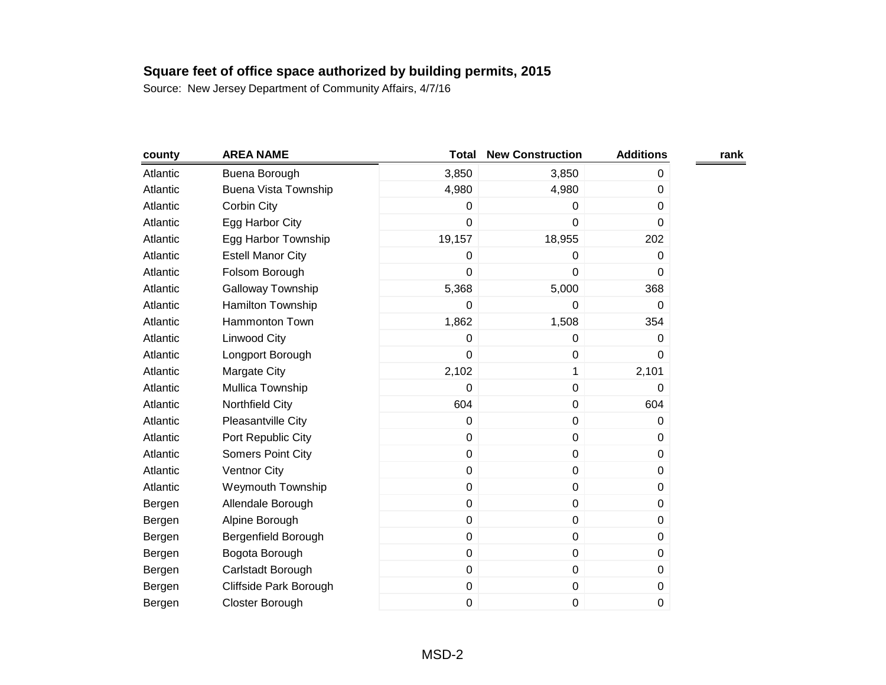**Square feet of office space authorized by building permits, 2015**

Source: New Jersey Department of Community Affairs, 4/7/16

| county | AREA NAME | Total | New Construction | Additions | rank |
|---|---|---|---|---|---|
| Atlantic | Buena Borough | 3,850 | 3,850 | 0 | |
| Atlantic | Buena Vista Township | 4,980 | 4,980 | 0 | |
| Atlantic | Corbin City | 0 | 0 | 0 | |
| Atlantic | Egg Harbor City | 0 | 0 | 0 | |
| Atlantic | Egg Harbor Township | 19,157 | 18,955 | 202 | |
| Atlantic | Estell Manor City | 0 | 0 | 0 | |
| Atlantic | Folsom Borough | 0 | 0 | 0 | |
| Atlantic | Galloway Township | 5,368 | 5,000 | 368 | |
| Atlantic | Hamilton Township | 0 | 0 | 0 | |
| Atlantic | Hammonton Town | 1,862 | 1,508 | 354 | |
| Atlantic | Linwood City | 0 | 0 | 0 | |
| Atlantic | Longport Borough | 0 | 0 | 0 | |
| Atlantic | Margate City | 2,102 | 1 | 2,101 | |
| Atlantic | Mullica Township | 0 | 0 | 0 | |
| Atlantic | Northfield City | 604 | 0 | 604 | |
| Atlantic | Pleasantville City | 0 | 0 | 0 | |
| Atlantic | Port Republic City | 0 | 0 | 0 | |
| Atlantic | Somers Point City | 0 | 0 | 0 | |
| Atlantic | Ventnor City | 0 | 0 | 0 | |
| Atlantic | Weymouth Township | 0 | 0 | 0 | |
| Bergen | Allendale Borough | 0 | 0 | 0 | |
| Bergen | Alpine Borough | 0 | 0 | 0 | |
| Bergen | Bergenfield Borough | 0 | 0 | 0 | |
| Bergen | Bogota Borough | 0 | 0 | 0 | |
| Bergen | Carlstadt Borough | 0 | 0 | 0 | |
| Bergen | Cliffside Park Borough | 0 | 0 | 0 | |
| Bergen | Closter Borough | 0 | 0 | 0 | |

MSD-2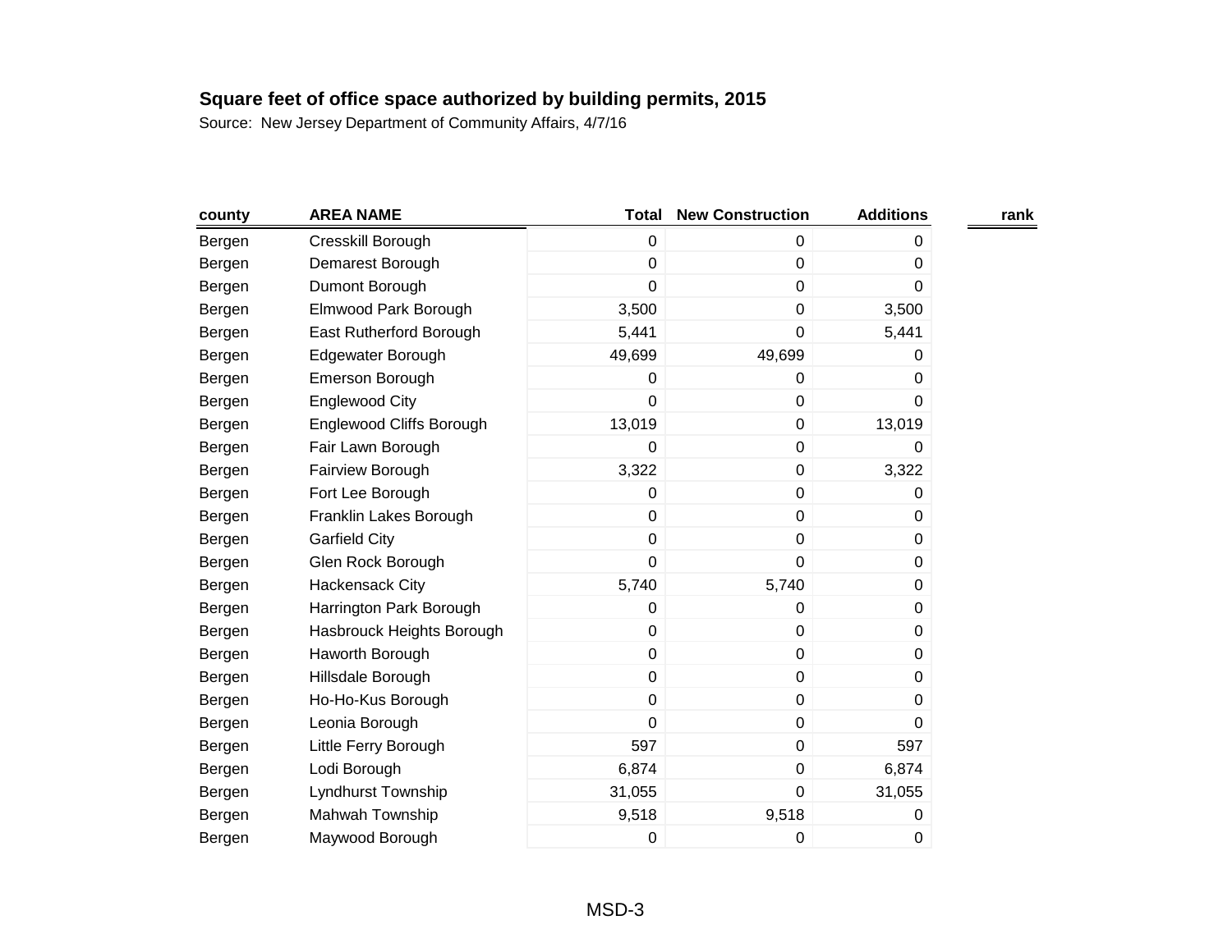**Square feet of office space authorized by building permits, 2015**

Source: New Jersey Department of Community Affairs, 4/7/16

| county | AREA NAME | Total | New Construction | Additions | rank |
|---|---|---|---|---|---|
| Bergen | Cresskill Borough | 0 | 0 | 0 | |
| Bergen | Demarest Borough | 0 | 0 | 0 | |
| Bergen | Dumont Borough | 0 | 0 | 0 | |
| Bergen | Elmwood Park Borough | 3,500 | 0 | 3,500 | |
| Bergen | East Rutherford Borough | 5,441 | 0 | 5,441 | |
| Bergen | Edgewater Borough | 49,699 | 49,699 | 0 | |
| Bergen | Emerson Borough | 0 | 0 | 0 | |
| Bergen | Englewood City | 0 | 0 | 0 | |
| Bergen | Englewood Cliffs Borough | 13,019 | 0 | 13,019 | |
| Bergen | Fair Lawn Borough | 0 | 0 | 0 | |
| Bergen | Fairview Borough | 3,322 | 0 | 3,322 | |
| Bergen | Fort Lee Borough | 0 | 0 | 0 | |
| Bergen | Franklin Lakes Borough | 0 | 0 | 0 | |
| Bergen | Garfield City | 0 | 0 | 0 | |
| Bergen | Glen Rock Borough | 0 | 0 | 0 | |
| Bergen | Hackensack City | 5,740 | 5,740 | 0 | |
| Bergen | Harrington Park Borough | 0 | 0 | 0 | |
| Bergen | Hasbrouck Heights Borough | 0 | 0 | 0 | |
| Bergen | Haworth Borough | 0 | 0 | 0 | |
| Bergen | Hillsdale Borough | 0 | 0 | 0 | |
| Bergen | Ho-Ho-Kus Borough | 0 | 0 | 0 | |
| Bergen | Leonia Borough | 0 | 0 | 0 | |
| Bergen | Little Ferry Borough | 597 | 0 | 597 | |
| Bergen | Lodi Borough | 6,874 | 0 | 6,874 | |
| Bergen | Lyndhurst Township | 31,055 | 0 | 31,055 | |
| Bergen | Mahwah Township | 9,518 | 9,518 | 0 | |
| Bergen | Maywood Borough | 0 | 0 | 0 | |

MSD-3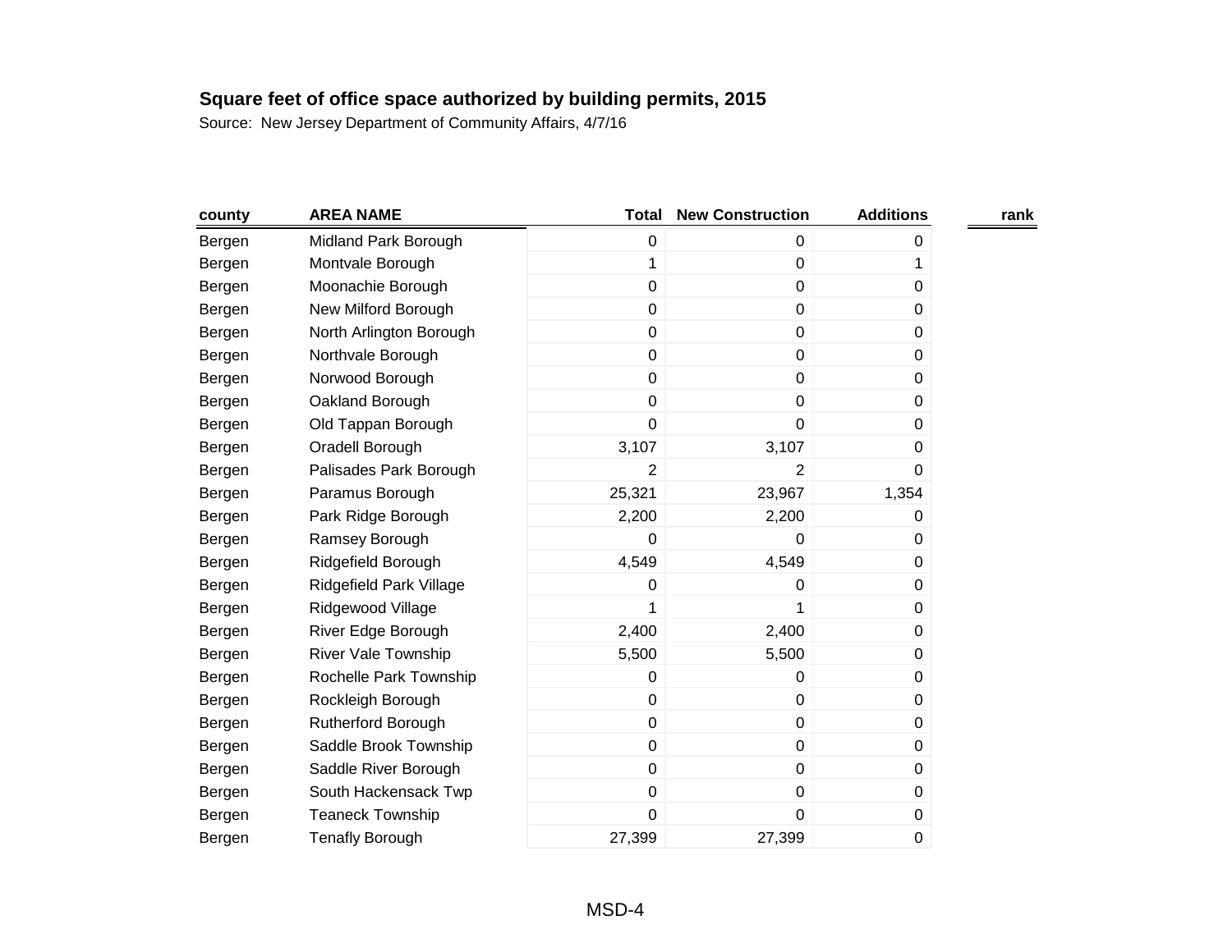**Square feet of office space authorized by building permits, 2015**

Source: New Jersey Department of Community Affairs, 4/7/16

| county | AREA NAME | Total | New Construction | Additions | rank |
|---|---|---|---|---|---|
| Bergen | Midland Park Borough | 0 | 0 | 0 | |
| Bergen | Montvale Borough | 1 | 0 | 1 | |
| Bergen | Moonachie Borough | 0 | 0 | 0 | |
| Bergen | New Milford Borough | 0 | 0 | 0 | |
| Bergen | North Arlington Borough | 0 | 0 | 0 | |
| Bergen | Northvale Borough | 0 | 0 | 0 | |
| Bergen | Norwood Borough | 0 | 0 | 0 | |
| Bergen | Oakland Borough | 0 | 0 | 0 | |
| Bergen | Old Tappan Borough | 0 | 0 | 0 | |
| Bergen | Oradell Borough | 3,107 | 3,107 | 0 | |
| Bergen | Palisades Park Borough | 2 | 2 | 0 | |
| Bergen | Paramus Borough | 25,321 | 23,967 | 1,354 | |
| Bergen | Park Ridge Borough | 2,200 | 2,200 | 0 | |
| Bergen | Ramsey Borough | 0 | 0 | 0 | |
| Bergen | Ridgefield Borough | 4,549 | 4,549 | 0 | |
| Bergen | Ridgefield Park Village | 0 | 0 | 0 | |
| Bergen | Ridgewood Village | 1 | 1 | 0 | |
| Bergen | River Edge Borough | 2,400 | 2,400 | 0 | |
| Bergen | River Vale Township | 5,500 | 5,500 | 0 | |
| Bergen | Rochelle Park Township | 0 | 0 | 0 | |
| Bergen | Rockleigh Borough | 0 | 0 | 0 | |
| Bergen | Rutherford Borough | 0 | 0 | 0 | |
| Bergen | Saddle Brook Township | 0 | 0 | 0 | |
| Bergen | Saddle River Borough | 0 | 0 | 0 | |
| Bergen | South Hackensack Twp | 0 | 0 | 0 | |
| Bergen | Teaneck Township | 0 | 0 | 0 | |
| Bergen | Tenafly Borough | 27,399 | 27,399 | 0 | |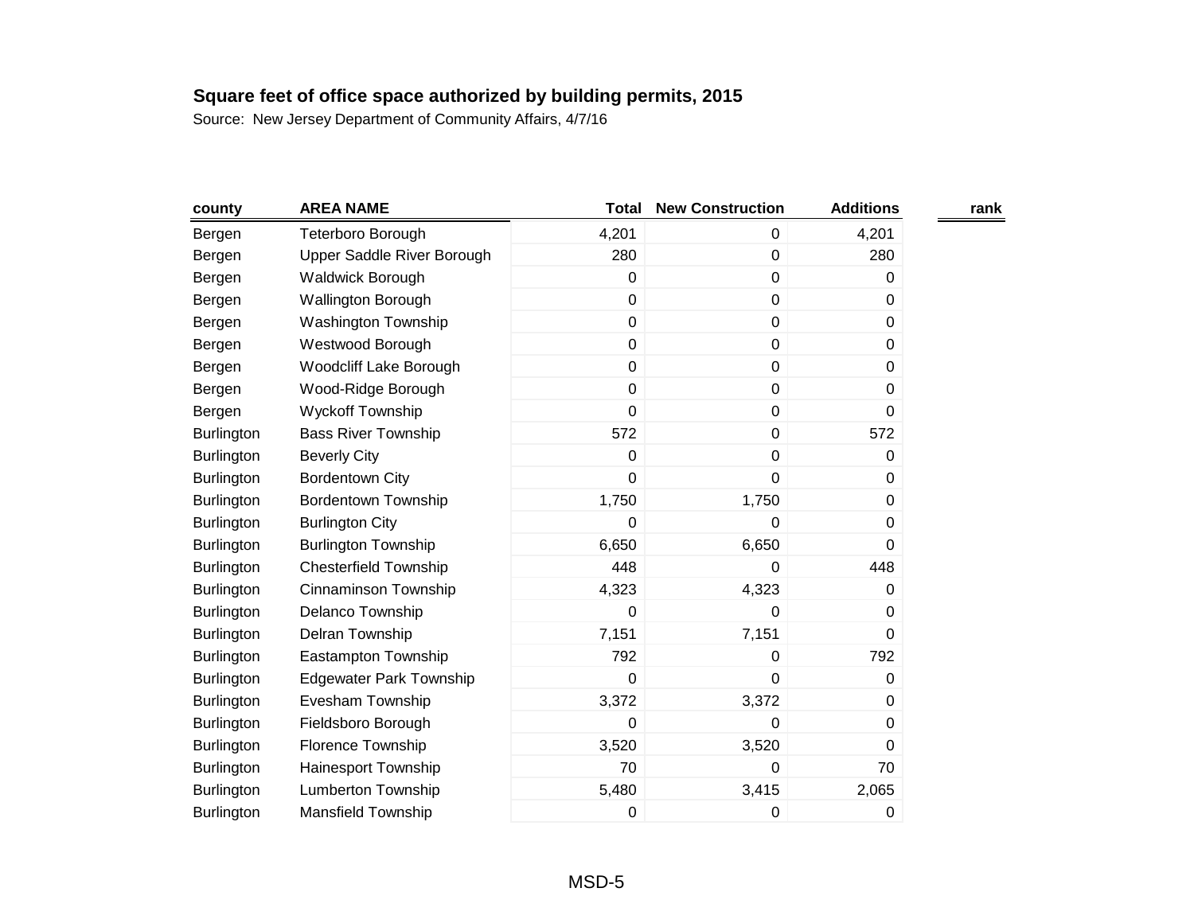**Square feet of office space authorized by building permits, 2015**

Source: New Jersey Department of Community Affairs, 4/7/16

| county | AREA NAME | Total | New Construction | Additions | rank |
|---|---|---|---|---|---|
| Bergen | Teterboro Borough | 4,201 | 0 | 4,201 | |
| Bergen | Upper Saddle River Borough | 280 | 0 | 280 | |
| Bergen | Waldwick Borough | 0 | 0 | 0 | |
| Bergen | Wallington Borough | 0 | 0 | 0 | |
| Bergen | Washington Township | 0 | 0 | 0 | |
| Bergen | Westwood Borough | 0 | 0 | 0 | |
| Bergen | Woodcliff Lake Borough | 0 | 0 | 0 | |
| Bergen | Wood-Ridge Borough | 0 | 0 | 0 | |
| Bergen | Wyckoff Township | 0 | 0 | 0 | |
| Burlington | Bass River Township | 572 | 0 | 572 | |
| Burlington | Beverly City | 0 | 0 | 0 | |
| Burlington | Bordentown City | 0 | 0 | 0 | |
| Burlington | Bordentown Township | 1,750 | 1,750 | 0 | |
| Burlington | Burlington City | 0 | 0 | 0 | |
| Burlington | Burlington Township | 6,650 | 6,650 | 0 | |
| Burlington | Chesterfield Township | 448 | 0 | 448 | |
| Burlington | Cinnaminson Township | 4,323 | 4,323 | 0 | |
| Burlington | Delanco Township | 0 | 0 | 0 | |
| Burlington | Delran Township | 7,151 | 7,151 | 0 | |
| Burlington | Eastampton Township | 792 | 0 | 792 | |
| Burlington | Edgewater Park Township | 0 | 0 | 0 | |
| Burlington | Evesham Township | 3,372 | 3,372 | 0 | |
| Burlington | Fieldsboro Borough | 0 | 0 | 0 | |
| Burlington | Florence Township | 3,520 | 3,520 | 0 | |
| Burlington | Hainesport Township | 70 | 0 | 70 | |
| Burlington | Lumberton Township | 5,480 | 3,415 | 2,065 | |
| Burlington | Mansfield Township | 0 | 0 | 0 | |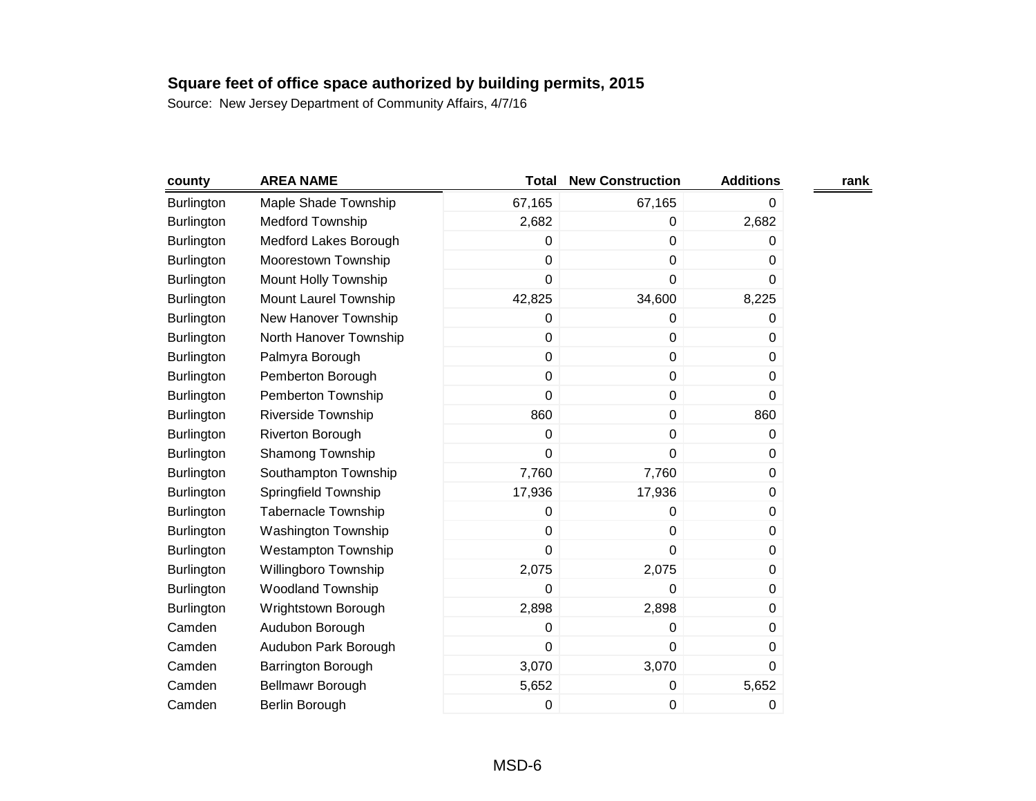**Square feet of office space authorized by building permits, 2015**

Source: New Jersey Department of Community Affairs, 4/7/16

| county | AREA NAME | Total | New Construction | Additions | rank |
|---|---|---|---|---|---|
| Burlington | Maple Shade Township | 67,165 | 67,165 | 0 | |
| Burlington | Medford Township | 2,682 | 0 | 2,682 | |
| Burlington | Medford Lakes Borough | 0 | 0 | 0 | |
| Burlington | Moorestown Township | 0 | 0 | 0 | |
| Burlington | Mount Holly Township | 0 | 0 | 0 | |
| Burlington | Mount Laurel Township | 42,825 | 34,600 | 8,225 | |
| Burlington | New Hanover Township | 0 | 0 | 0 | |
| Burlington | North Hanover Township | 0 | 0 | 0 | |
| Burlington | Palmyra Borough | 0 | 0 | 0 | |
| Burlington | Pemberton Borough | 0 | 0 | 0 | |
| Burlington | Pemberton Township | 0 | 0 | 0 | |
| Burlington | Riverside Township | 860 | 0 | 860 | |
| Burlington | Riverton Borough | 0 | 0 | 0 | |
| Burlington | Shamong Township | 0 | 0 | 0 | |
| Burlington | Southampton Township | 7,760 | 7,760 | 0 | |
| Burlington | Springfield Township | 17,936 | 17,936 | 0 | |
| Burlington | Tabernacle Township | 0 | 0 | 0 | |
| Burlington | Washington Township | 0 | 0 | 0 | |
| Burlington | Westampton Township | 0 | 0 | 0 | |
| Burlington | Willingboro Township | 2,075 | 2,075 | 0 | |
| Burlington | Woodland Township | 0 | 0 | 0 | |
| Burlington | Wrightstown Borough | 2,898 | 2,898 | 0 | |
| Camden | Audubon Borough | 0 | 0 | 0 | |
| Camden | Audubon Park Borough | 0 | 0 | 0 | |
| Camden | Barrington Borough | 3,070 | 3,070 | 0 | |
| Camden | Bellmawr Borough | 5,652 | 0 | 5,652 | |
| Camden | Berlin Borough | 0 | 0 | 0 | |

MSD-6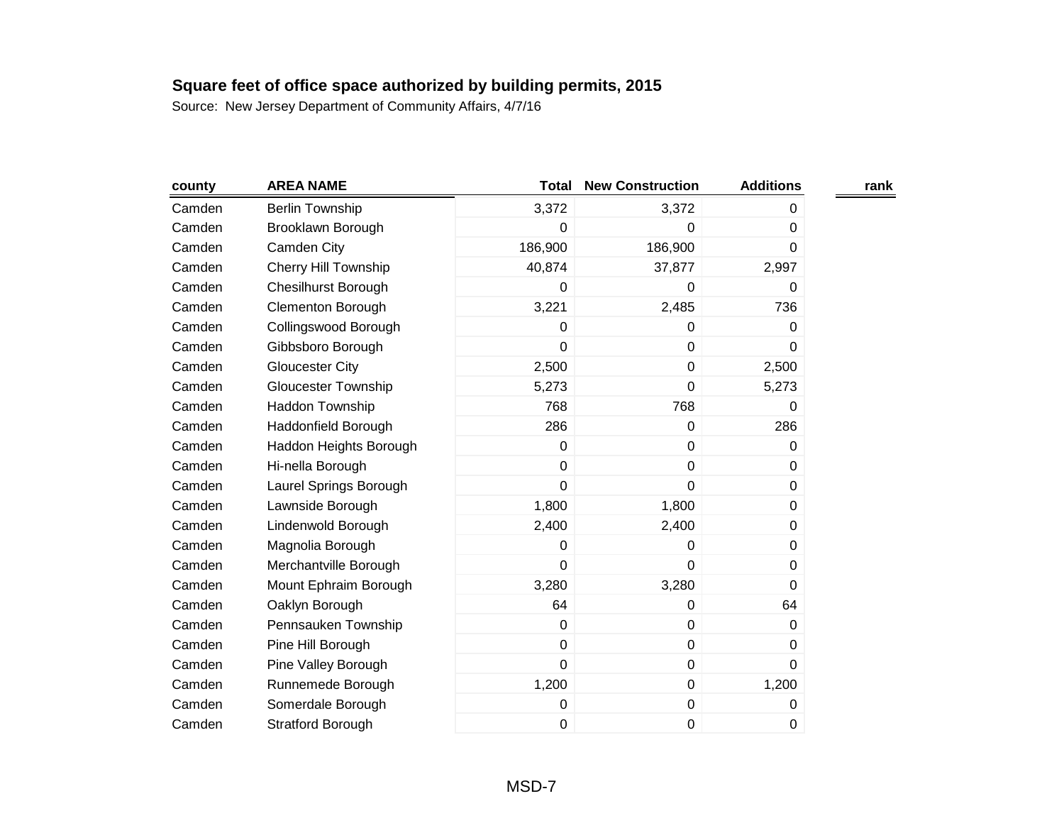**Square feet of office space authorized by building permits, 2015**

Source: New Jersey Department of Community Affairs, 4/7/16

| county | AREA NAME | Total | New Construction | Additions | rank |
|---|---|---|---|---|---|
| Camden | Berlin Township | 3,372 | 3,372 | 0 | |
| Camden | Brooklawn Borough | 0 | 0 | 0 | |
| Camden | Camden City | 186,900 | 186,900 | 0 | |
| Camden | Cherry Hill Township | 40,874 | 37,877 | 2,997 | |
| Camden | Chesilhurst Borough | 0 | 0 | 0 | |
| Camden | Clementon Borough | 3,221 | 2,485 | 736 | |
| Camden | Collingswood Borough | 0 | 0 | 0 | |
| Camden | Gibbsboro Borough | 0 | 0 | 0 | |
| Camden | Gloucester City | 2,500 | 0 | 2,500 | |
| Camden | Gloucester Township | 5,273 | 0 | 5,273 | |
| Camden | Haddon Township | 768 | 768 | 0 | |
| Camden | Haddonfield Borough | 286 | 0 | 286 | |
| Camden | Haddon Heights Borough | 0 | 0 | 0 | |
| Camden | Hi-nella Borough | 0 | 0 | 0 | |
| Camden | Laurel Springs Borough | 0 | 0 | 0 | |
| Camden | Lawnside Borough | 1,800 | 1,800 | 0 | |
| Camden | Lindenwold Borough | 2,400 | 2,400 | 0 | |
| Camden | Magnolia Borough | 0 | 0 | 0 | |
| Camden | Merchantville Borough | 0 | 0 | 0 | |
| Camden | Mount Ephraim Borough | 3,280 | 3,280 | 0 | |
| Camden | Oaklyn Borough | 64 | 0 | 64 | |
| Camden | Pennsauken Township | 0 | 0 | 0 | |
| Camden | Pine Hill Borough | 0 | 0 | 0 | |
| Camden | Pine Valley Borough | 0 | 0 | 0 | |
| Camden | Runnemede Borough | 1,200 | 0 | 1,200 | |
| Camden | Somerdale Borough | 0 | 0 | 0 | |
| Camden | Stratford Borough | 0 | 0 | 0 | |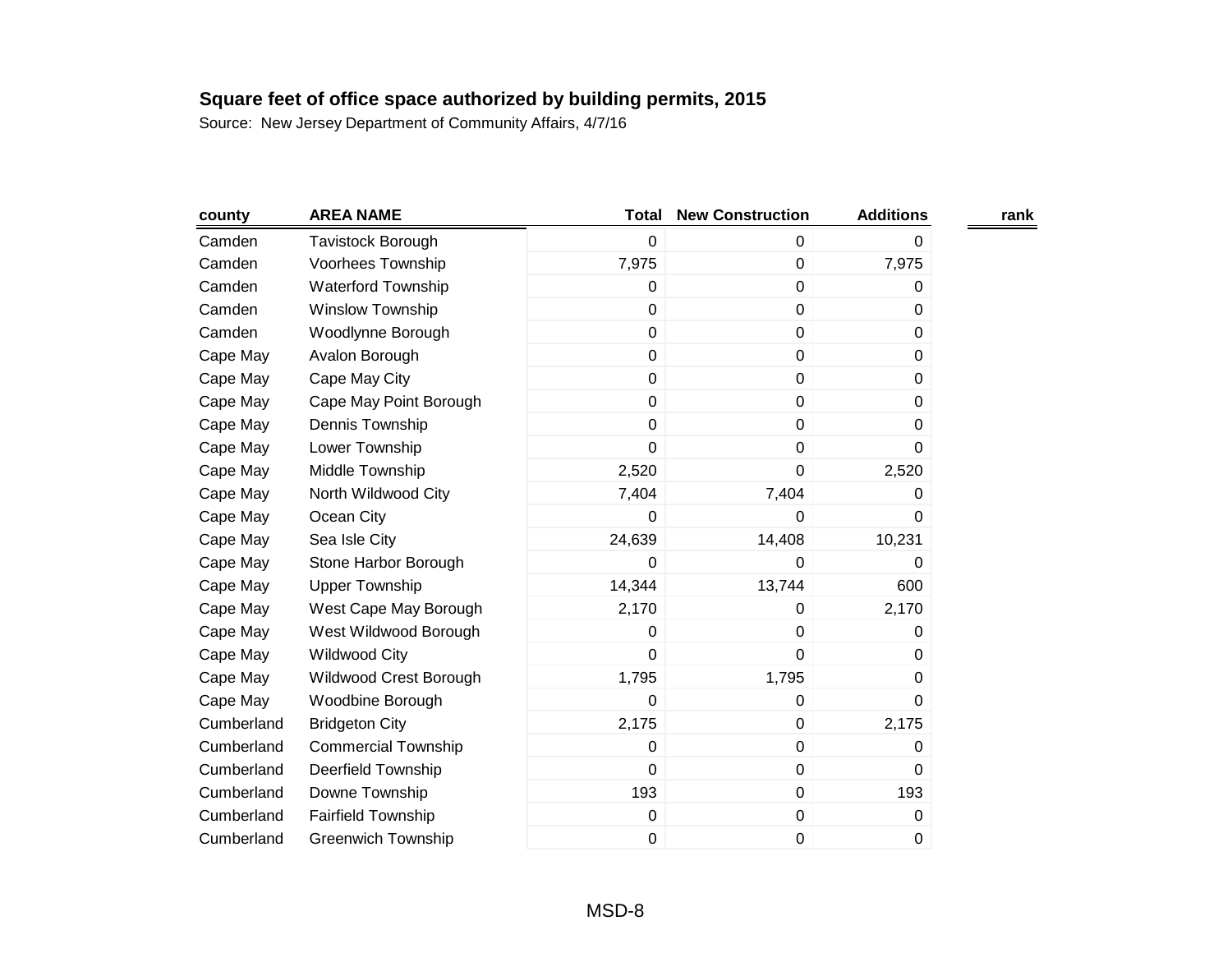**Square feet of office space authorized by building permits, 2015**

Source: New Jersey Department of Community Affairs, 4/7/16

| county | AREA NAME | Total | New Construction | Additions | rank |
|---|---|---|---|---|---|
| Camden | Tavistock Borough | 0 | 0 | 0 | |
| Camden | Voorhees Township | 7,975 | 0 | 7,975 | |
| Camden | Waterford Township | 0 | 0 | 0 | |
| Camden | Winslow Township | 0 | 0 | 0 | |
| Camden | Woodlynne Borough | 0 | 0 | 0 | |
| Cape May | Avalon Borough | 0 | 0 | 0 | |
| Cape May | Cape May City | 0 | 0 | 0 | |
| Cape May | Cape May Point Borough | 0 | 0 | 0 | |
| Cape May | Dennis Township | 0 | 0 | 0 | |
| Cape May | Lower Township | 0 | 0 | 0 | |
| Cape May | Middle Township | 2,520 | 0 | 2,520 | |
| Cape May | North Wildwood City | 7,404 | 7,404 | 0 | |
| Cape May | Ocean City | 0 | 0 | 0 | |
| Cape May | Sea Isle City | 24,639 | 14,408 | 10,231 | |
| Cape May | Stone Harbor Borough | 0 | 0 | 0 | |
| Cape May | Upper Township | 14,344 | 13,744 | 600 | |
| Cape May | West Cape May Borough | 2,170 | 0 | 2,170 | |
| Cape May | West Wildwood Borough | 0 | 0 | 0 | |
| Cape May | Wildwood City | 0 | 0 | 0 | |
| Cape May | Wildwood Crest Borough | 1,795 | 1,795 | 0 | |
| Cape May | Woodbine Borough | 0 | 0 | 0 | |
| Cumberland | Bridgeton City | 2,175 | 0 | 2,175 | |
| Cumberland | Commercial Township | 0 | 0 | 0 | |
| Cumberland | Deerfield Township | 0 | 0 | 0 | |
| Cumberland | Downe Township | 193 | 0 | 193 | |
| Cumberland | Fairfield Township | 0 | 0 | 0 | |
| Cumberland | Greenwich Township | 0 | 0 | 0 | |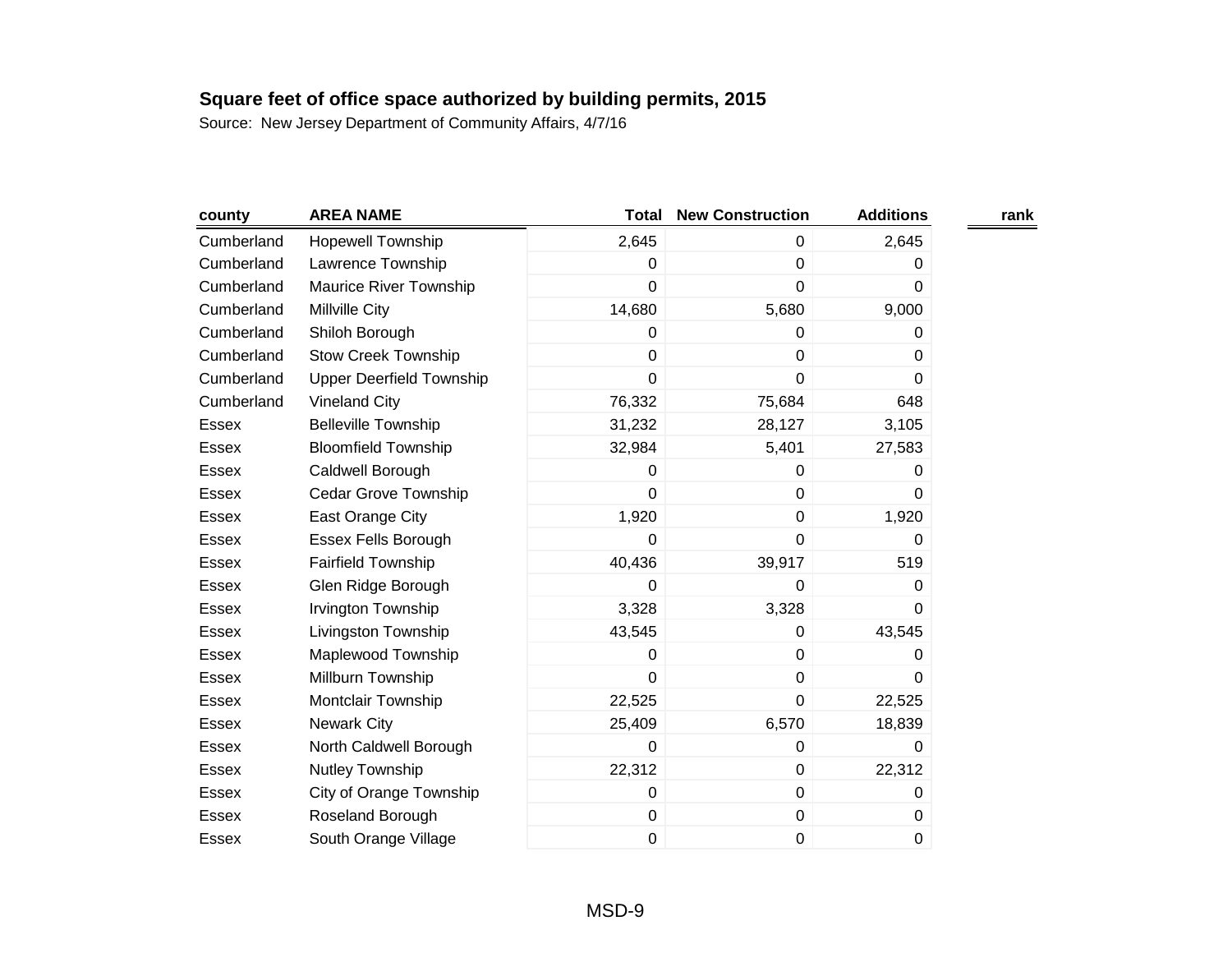**Square feet of office space authorized by building permits, 2015**

Source: New Jersey Department of Community Affairs, 4/7/16

| county | AREA NAME | Total | New Construction | Additions | rank |
|---|---|---|---|---|---|
| Cumberland | Hopewell Township | 2,645 | 0 | 2,645 | |
| Cumberland | Lawrence Township | 0 | 0 | 0 | |
| Cumberland | Maurice River Township | 0 | 0 | 0 | |
| Cumberland | Millville City | 14,680 | 5,680 | 9,000 | |
| Cumberland | Shiloh Borough | 0 | 0 | 0 | |
| Cumberland | Stow Creek Township | 0 | 0 | 0 | |
| Cumberland | Upper Deerfield Township | 0 | 0 | 0 | |
| Cumberland | Vineland City | 76,332 | 75,684 | 648 | |
| Essex | Belleville Township | 31,232 | 28,127 | 3,105 | |
| Essex | Bloomfield Township | 32,984 | 5,401 | 27,583 | |
| Essex | Caldwell Borough | 0 | 0 | 0 | |
| Essex | Cedar Grove Township | 0 | 0 | 0 | |
| Essex | East Orange City | 1,920 | 0 | 1,920 | |
| Essex | Essex Fells Borough | 0 | 0 | 0 | |
| Essex | Fairfield Township | 40,436 | 39,917 | 519 | |
| Essex | Glen Ridge Borough | 0 | 0 | 0 | |
| Essex | Irvington Township | 3,328 | 3,328 | 0 | |
| Essex | Livingston Township | 43,545 | 0 | 43,545 | |
| Essex | Maplewood Township | 0 | 0 | 0 | |
| Essex | Millburn Township | 0 | 0 | 0 | |
| Essex | Montclair Township | 22,525 | 0 | 22,525 | |
| Essex | Newark City | 25,409 | 6,570 | 18,839 | |
| Essex | North Caldwell Borough | 0 | 0 | 0 | |
| Essex | Nutley Township | 22,312 | 0 | 22,312 | |
| Essex | City of Orange Township | 0 | 0 | 0 | |
| Essex | Roseland Borough | 0 | 0 | 0 | |
| Essex | South Orange Village | 0 | 0 | 0 | |

MSD-9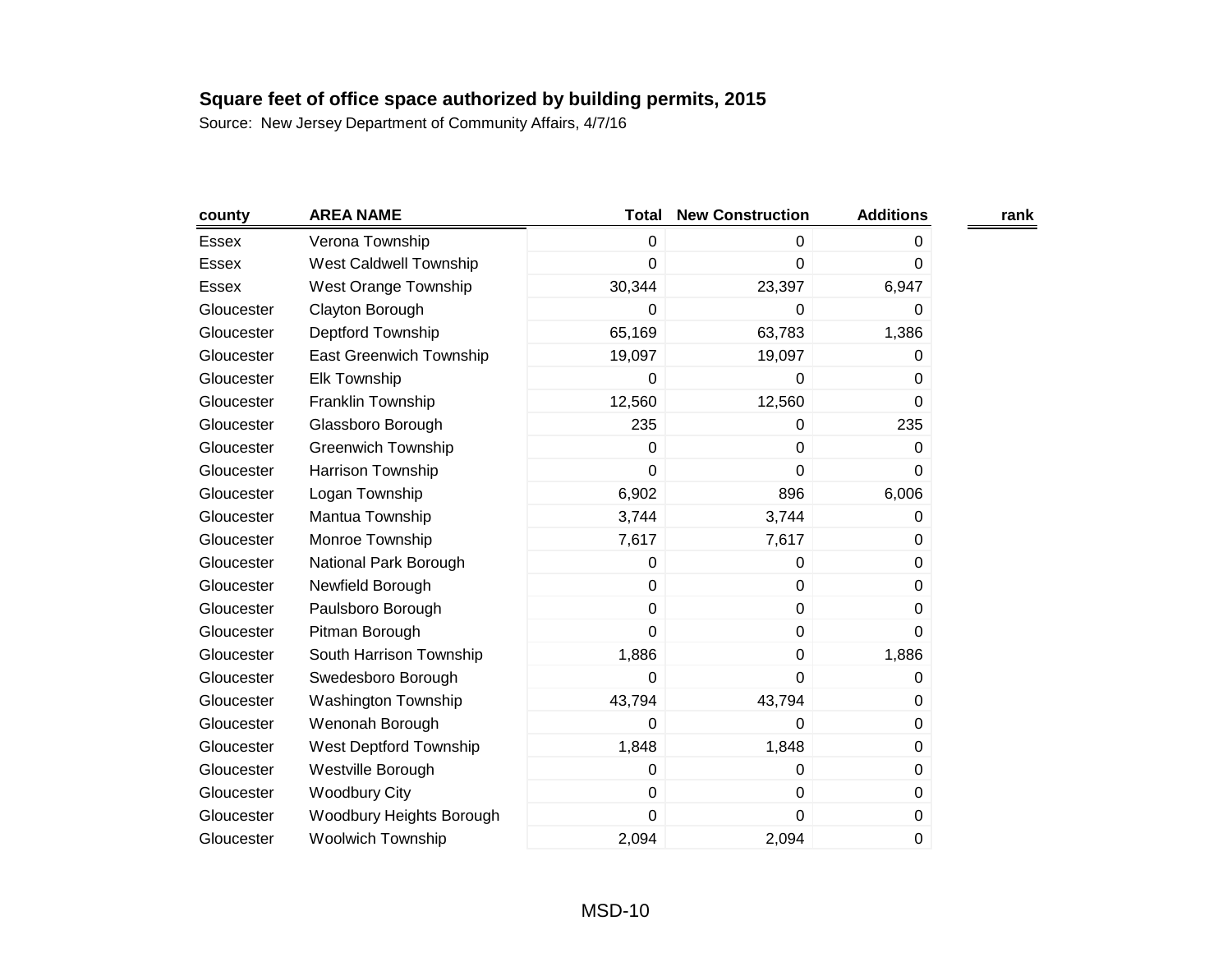**Square feet of office space authorized by building permits, 2015**

Source: New Jersey Department of Community Affairs, 4/7/16

| county | AREA NAME | Total | New Construction | Additions | rank |
|---|---|---|---|---|---|
| Essex | Verona Township | 0 | 0 | 0 | |
| Essex | West Caldwell Township | 0 | 0 | 0 | |
| Essex | West Orange Township | 30,344 | 23,397 | 6,947 | |
| Gloucester | Clayton Borough | 0 | 0 | 0 | |
| Gloucester | Deptford Township | 65,169 | 63,783 | 1,386 | |
| Gloucester | East Greenwich Township | 19,097 | 19,097 | 0 | |
| Gloucester | Elk Township | 0 | 0 | 0 | |
| Gloucester | Franklin Township | 12,560 | 12,560 | 0 | |
| Gloucester | Glassboro Borough | 235 | 0 | 235 | |
| Gloucester | Greenwich Township | 0 | 0 | 0 | |
| Gloucester | Harrison Township | 0 | 0 | 0 | |
| Gloucester | Logan Township | 6,902 | 896 | 6,006 | |
| Gloucester | Mantua Township | 3,744 | 3,744 | 0 | |
| Gloucester | Monroe Township | 7,617 | 7,617 | 0 | |
| Gloucester | National Park Borough | 0 | 0 | 0 | |
| Gloucester | Newfield Borough | 0 | 0 | 0 | |
| Gloucester | Paulsboro Borough | 0 | 0 | 0 | |
| Gloucester | Pitman Borough | 0 | 0 | 0 | |
| Gloucester | South Harrison Township | 1,886 | 0 | 1,886 | |
| Gloucester | Swedesboro Borough | 0 | 0 | 0 | |
| Gloucester | Washington Township | 43,794 | 43,794 | 0 | |
| Gloucester | Wenonah Borough | 0 | 0 | 0 | |
| Gloucester | West Deptford Township | 1,848 | 1,848 | 0 | |
| Gloucester | Westville Borough | 0 | 0 | 0 | |
| Gloucester | Woodbury City | 0 | 0 | 0 | |
| Gloucester | Woodbury Heights Borough | 0 | 0 | 0 | |
| Gloucester | Woolwich Township | 2,094 | 2,094 | 0 | |

MSD-10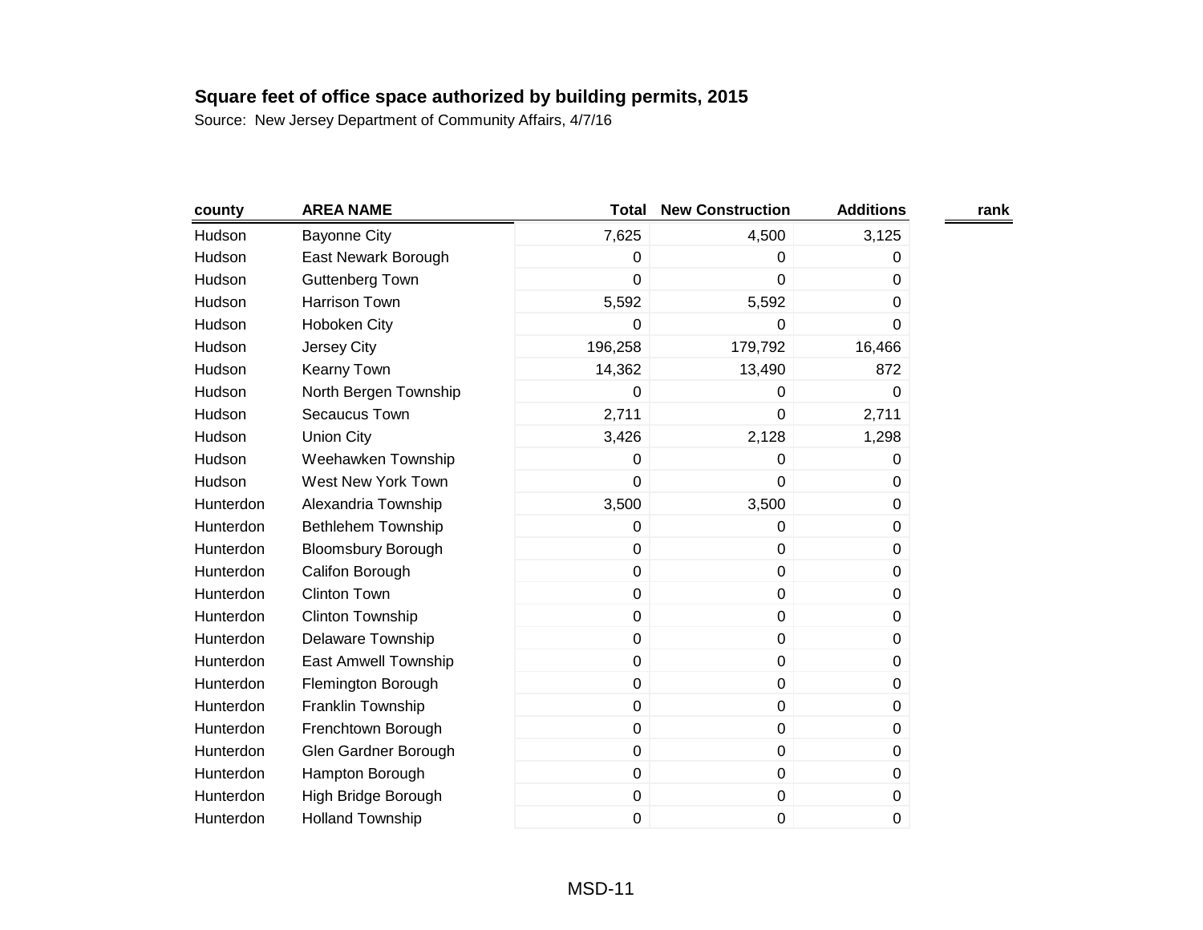**Square feet of office space authorized by building permits, 2015**

Source: New Jersey Department of Community Affairs, 4/7/16

| county | AREA NAME | Total | New Construction | Additions | rank |
|---|---|---|---|---|---|
| Hudson | Bayonne City | 7,625 | 4,500 | 3,125 | |
| Hudson | East Newark Borough | 0 | 0 | 0 | |
| Hudson | Guttenberg Town | 0 | 0 | 0 | |
| Hudson | Harrison Town | 5,592 | 5,592 | 0 | |
| Hudson | Hoboken City | 0 | 0 | 0 | |
| Hudson | Jersey City | 196,258 | 179,792 | 16,466 | |
| Hudson | Kearny Town | 14,362 | 13,490 | 872 | |
| Hudson | North Bergen Township | 0 | 0 | 0 | |
| Hudson | Secaucus Town | 2,711 | 0 | 2,711 | |
| Hudson | Union City | 3,426 | 2,128 | 1,298 | |
| Hudson | Weehawken Township | 0 | 0 | 0 | |
| Hudson | West New York Town | 0 | 0 | 0 | |
| Hunterdon | Alexandria Township | 3,500 | 3,500 | 0 | |
| Hunterdon | Bethlehem Township | 0 | 0 | 0 | |
| Hunterdon | Bloomsbury Borough | 0 | 0 | 0 | |
| Hunterdon | Califon Borough | 0 | 0 | 0 | |
| Hunterdon | Clinton Town | 0 | 0 | 0 | |
| Hunterdon | Clinton Township | 0 | 0 | 0 | |
| Hunterdon | Delaware Township | 0 | 0 | 0 | |
| Hunterdon | East Amwell Township | 0 | 0 | 0 | |
| Hunterdon | Flemington Borough | 0 | 0 | 0 | |
| Hunterdon | Franklin Township | 0 | 0 | 0 | |
| Hunterdon | Frenchtown Borough | 0 | 0 | 0 | |
| Hunterdon | Glen Gardner Borough | 0 | 0 | 0 | |
| Hunterdon | Hampton Borough | 0 | 0 | 0 | |
| Hunterdon | High Bridge Borough | 0 | 0 | 0 | |
| Hunterdon | Holland Township | 0 | 0 | 0 | |

MSD-11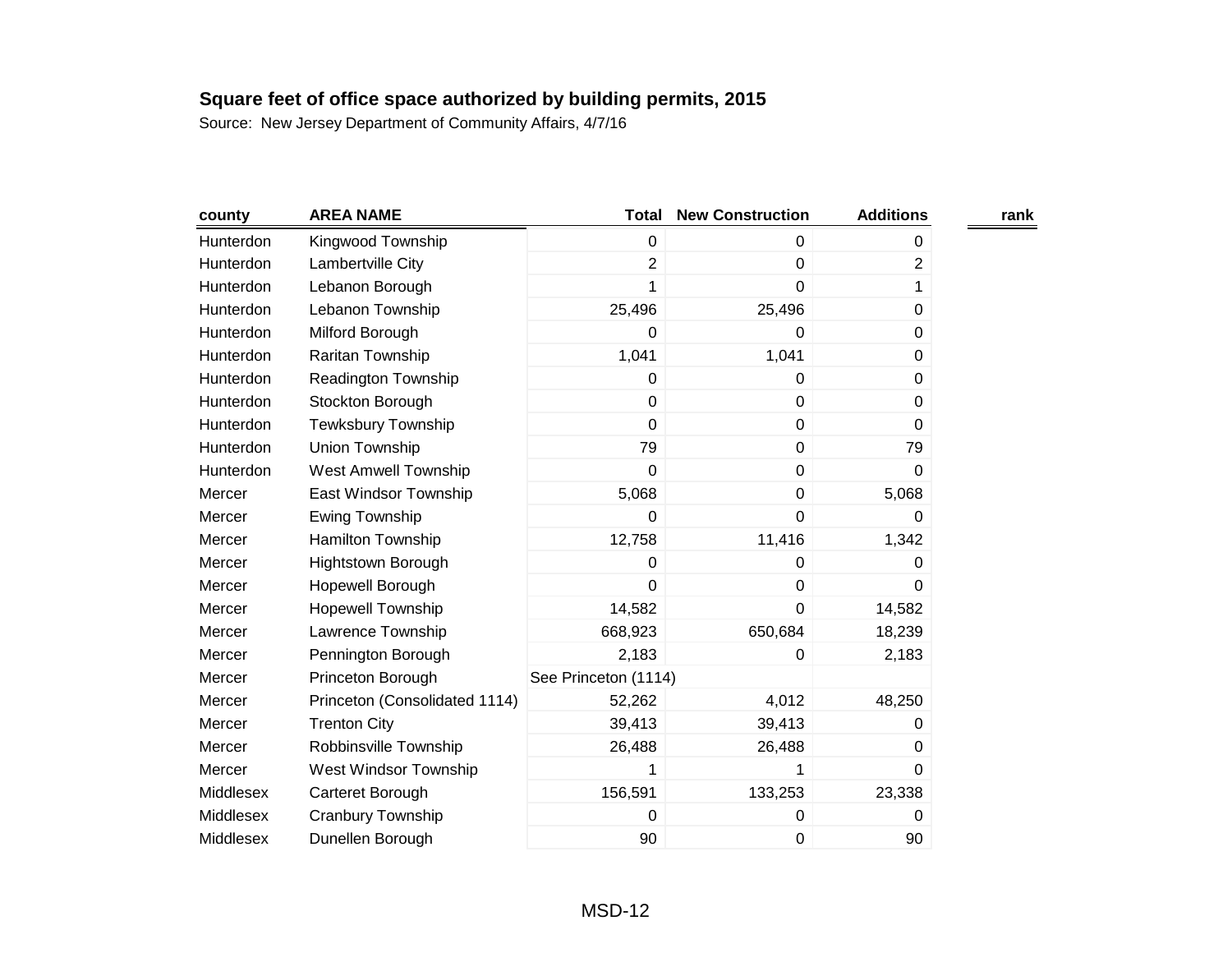**Square feet of office space authorized by building permits, 2015**

Source: New Jersey Department of Community Affairs, 4/7/16

| county | AREA NAME | Total | New Construction | Additions | rank |
|---|---|---|---|---|---|
| Hunterdon | Kingwood Township | 0 | 0 | 0 | |
| Hunterdon | Lambertville City | 2 | 0 | 2 | |
| Hunterdon | Lebanon Borough | 1 | 0 | 1 | |
| Hunterdon | Lebanon Township | 25,496 | 25,496 | 0 | |
| Hunterdon | Milford Borough | 0 | 0 | 0 | |
| Hunterdon | Raritan Township | 1,041 | 1,041 | 0 | |
| Hunterdon | Readington Township | 0 | 0 | 0 | |
| Hunterdon | Stockton Borough | 0 | 0 | 0 | |
| Hunterdon | Tewksbury Township | 0 | 0 | 0 | |
| Hunterdon | Union Township | 79 | 0 | 79 | |
| Hunterdon | West Amwell Township | 0 | 0 | 0 | |
| Mercer | East Windsor Township | 5,068 | 0 | 5,068 | |
| Mercer | Ewing Township | 0 | 0 | 0 | |
| Mercer | Hamilton Township | 12,758 | 11,416 | 1,342 | |
| Mercer | Hightstown Borough | 0 | 0 | 0 | |
| Mercer | Hopewell Borough | 0 | 0 | 0 | |
| Mercer | Hopewell Township | 14,582 | 0 | 14,582 | |
| Mercer | Lawrence Township | 668,923 | 650,684 | 18,239 | |
| Mercer | Pennington Borough | 2,183 | 0 | 2,183 | |
| Mercer | Princeton Borough | See Princeton (1114) | | | |
| Mercer | Princeton (Consolidated 1114) | 52,262 | 4,012 | 48,250 | |
| Mercer | Trenton City | 39,413 | 39,413 | 0 | |
| Mercer | Robbinsville Township | 26,488 | 26,488 | 0 | |
| Mercer | West Windsor Township | 1 | 1 | 0 | |
| Middlesex | Carteret Borough | 156,591 | 133,253 | 23,338 | |
| Middlesex | Cranbury Township | 0 | 0 | 0 | |
| Middlesex | Dunellen Borough | 90 | 0 | 90 | |

MSD-12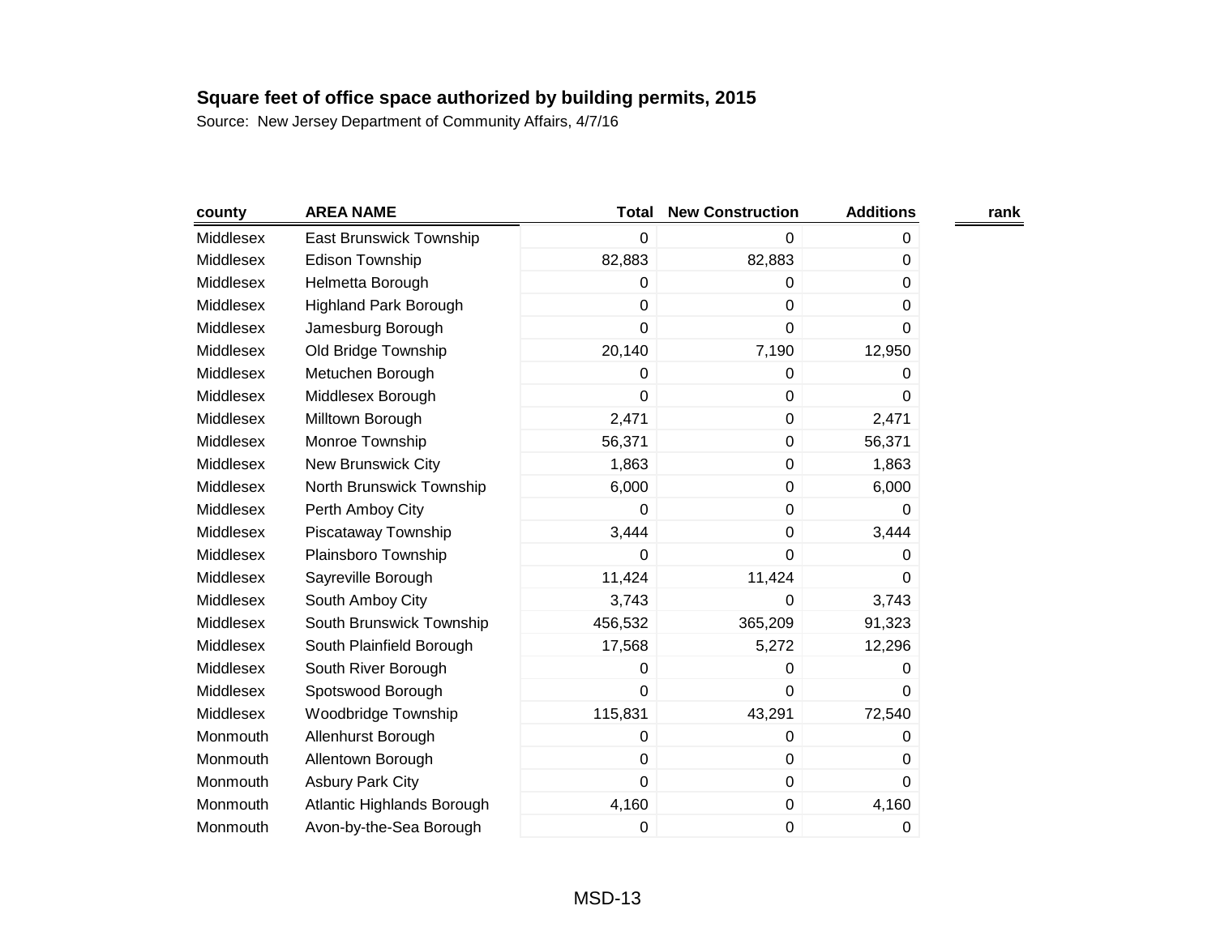**Square feet of office space authorized by building permits, 2015**

Source: New Jersey Department of Community Affairs, 4/7/16

| county | AREA NAME | Total | New Construction | Additions | rank |
|---|---|---|---|---|---|
| Middlesex | East Brunswick Township | 0 | 0 | 0 | |
| Middlesex | Edison Township | 82,883 | 82,883 | 0 | |
| Middlesex | Helmetta Borough | 0 | 0 | 0 | |
| Middlesex | Highland Park Borough | 0 | 0 | 0 | |
| Middlesex | Jamesburg Borough | 0 | 0 | 0 | |
| Middlesex | Old Bridge Township | 20,140 | 7,190 | 12,950 | |
| Middlesex | Metuchen Borough | 0 | 0 | 0 | |
| Middlesex | Middlesex Borough | 0 | 0 | 0 | |
| Middlesex | Milltown Borough | 2,471 | 0 | 2,471 | |
| Middlesex | Monroe Township | 56,371 | 0 | 56,371 | |
| Middlesex | New Brunswick City | 1,863 | 0 | 1,863 | |
| Middlesex | North Brunswick Township | 6,000 | 0 | 6,000 | |
| Middlesex | Perth Amboy City | 0 | 0 | 0 | |
| Middlesex | Piscataway Township | 3,444 | 0 | 3,444 | |
| Middlesex | Plainsboro Township | 0 | 0 | 0 | |
| Middlesex | Sayreville Borough | 11,424 | 11,424 | 0 | |
| Middlesex | South Amboy City | 3,743 | 0 | 3,743 | |
| Middlesex | South Brunswick Township | 456,532 | 365,209 | 91,323 | |
| Middlesex | South Plainfield Borough | 17,568 | 5,272 | 12,296 | |
| Middlesex | South River Borough | 0 | 0 | 0 | |
| Middlesex | Spotswood Borough | 0 | 0 | 0 | |
| Middlesex | Woodbridge Township | 115,831 | 43,291 | 72,540 | |
| Monmouth | Allenhurst Borough | 0 | 0 | 0 | |
| Monmouth | Allentown Borough | 0 | 0 | 0 | |
| Monmouth | Asbury Park City | 0 | 0 | 0 | |
| Monmouth | Atlantic Highlands Borough | 4,160 | 0 | 4,160 | |
| Monmouth | Avon-by-the-Sea Borough | 0 | 0 | 0 | |

MSD-13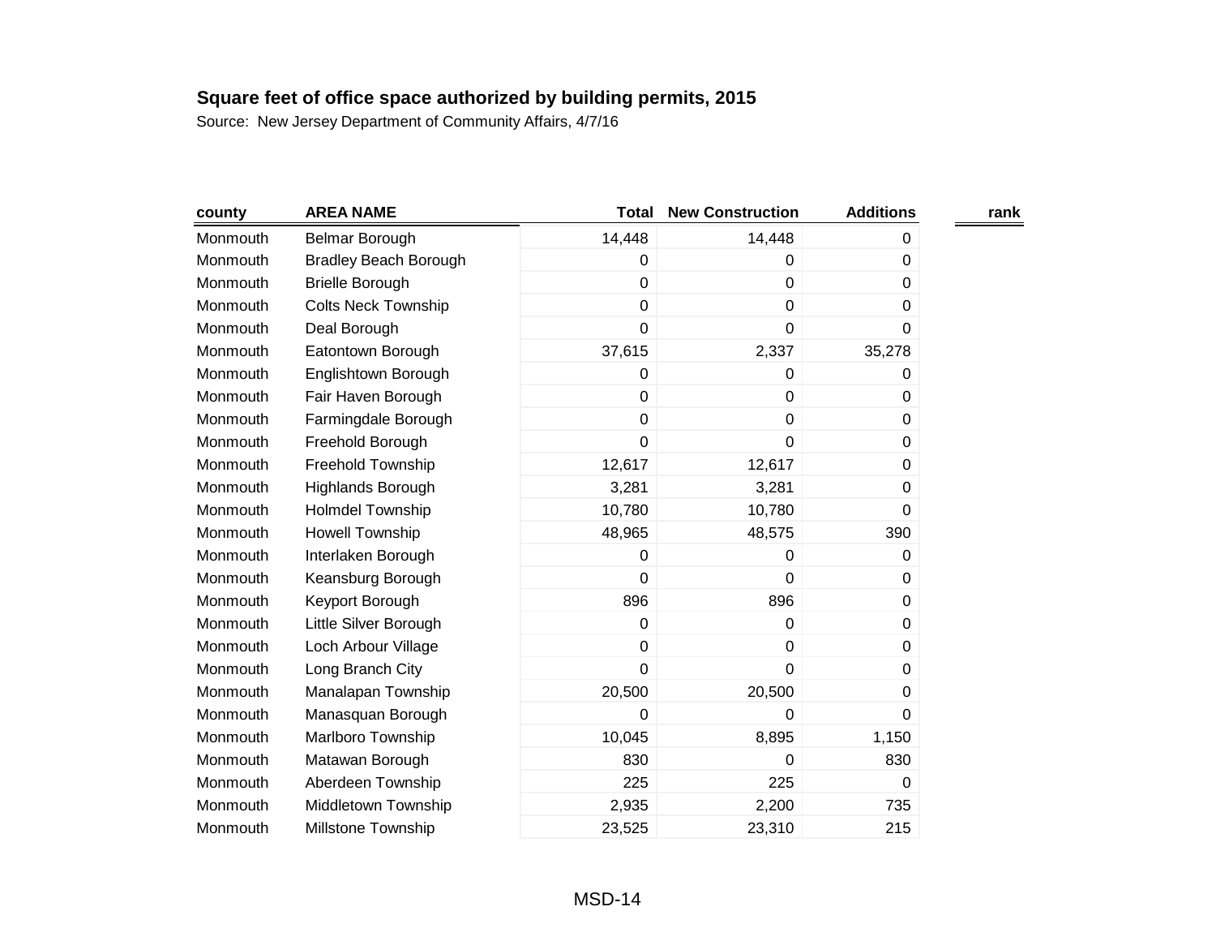**Square feet of office space authorized by building permits, 2015**

Source: New Jersey Department of Community Affairs, 4/7/16

| county | AREA NAME | Total | New Construction | Additions | rank |
|---|---|---|---|---|---|
| Monmouth | Belmar Borough | 14,448 | 14,448 | 0 | |
| Monmouth | Bradley Beach Borough | 0 | 0 | 0 | |
| Monmouth | Brielle Borough | 0 | 0 | 0 | |
| Monmouth | Colts Neck Township | 0 | 0 | 0 | |
| Monmouth | Deal Borough | 0 | 0 | 0 | |
| Monmouth | Eatontown Borough | 37,615 | 2,337 | 35,278 | |
| Monmouth | Englishtown Borough | 0 | 0 | 0 | |
| Monmouth | Fair Haven Borough | 0 | 0 | 0 | |
| Monmouth | Farmingdale Borough | 0 | 0 | 0 | |
| Monmouth | Freehold Borough | 0 | 0 | 0 | |
| Monmouth | Freehold Township | 12,617 | 12,617 | 0 | |
| Monmouth | Highlands Borough | 3,281 | 3,281 | 0 | |
| Monmouth | Holmdel Township | 10,780 | 10,780 | 0 | |
| Monmouth | Howell Township | 48,965 | 48,575 | 390 | |
| Monmouth | Interlaken Borough | 0 | 0 | 0 | |
| Monmouth | Keansburg Borough | 0 | 0 | 0 | |
| Monmouth | Keyport Borough | 896 | 896 | 0 | |
| Monmouth | Little Silver Borough | 0 | 0 | 0 | |
| Monmouth | Loch Arbour Village | 0 | 0 | 0 | |
| Monmouth | Long Branch City | 0 | 0 | 0 | |
| Monmouth | Manalapan Township | 20,500 | 20,500 | 0 | |
| Monmouth | Manasquan Borough | 0 | 0 | 0 | |
| Monmouth | Marlboro Township | 10,045 | 8,895 | 1,150 | |
| Monmouth | Matawan Borough | 830 | 0 | 830 | |
| Monmouth | Aberdeen Township | 225 | 225 | 0 | |
| Monmouth | Middletown Township | 2,935 | 2,200 | 735 | |
| Monmouth | Millstone Township | 23,525 | 23,310 | 215 | |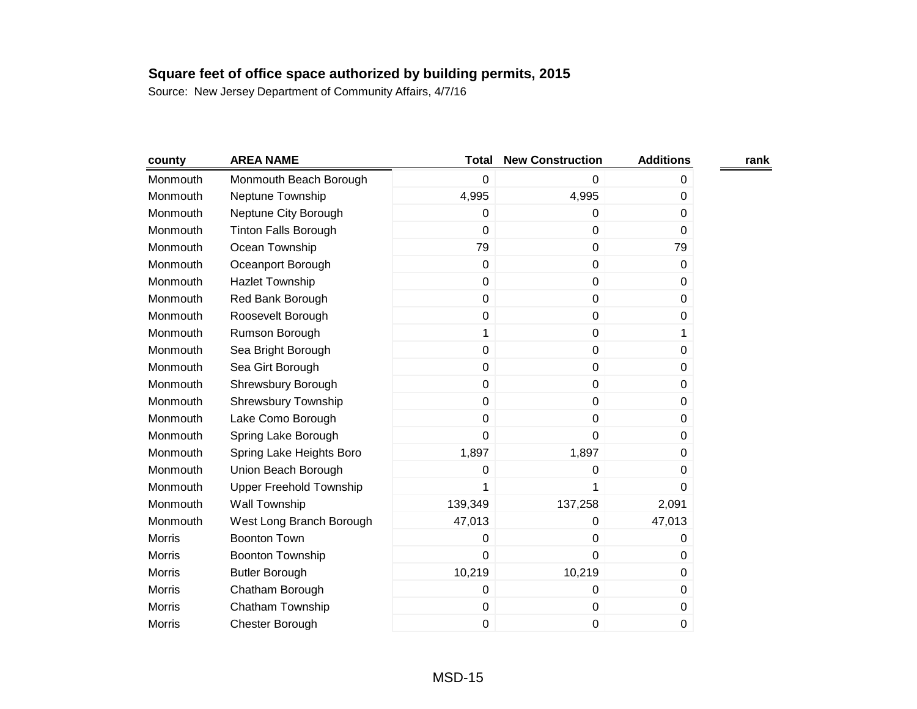**Square feet of office space authorized by building permits, 2015**

Source: New Jersey Department of Community Affairs, 4/7/16

| county | AREA NAME | Total | New Construction | Additions | rank |
|---|---|---|---|---|---|
| Monmouth | Monmouth Beach Borough | 0 | 0 | 0 | |
| Monmouth | Neptune Township | 4,995 | 4,995 | 0 | |
| Monmouth | Neptune City Borough | 0 | 0 | 0 | |
| Monmouth | Tinton Falls Borough | 0 | 0 | 0 | |
| Monmouth | Ocean Township | 79 | 0 | 79 | |
| Monmouth | Oceanport Borough | 0 | 0 | 0 | |
| Monmouth | Hazlet Township | 0 | 0 | 0 | |
| Monmouth | Red Bank Borough | 0 | 0 | 0 | |
| Monmouth | Roosevelt Borough | 0 | 0 | 0 | |
| Monmouth | Rumson Borough | 1 | 0 | 1 | |
| Monmouth | Sea Bright Borough | 0 | 0 | 0 | |
| Monmouth | Sea Girt Borough | 0 | 0 | 0 | |
| Monmouth | Shrewsbury Borough | 0 | 0 | 0 | |
| Monmouth | Shrewsbury Township | 0 | 0 | 0 | |
| Monmouth | Lake Como Borough | 0 | 0 | 0 | |
| Monmouth | Spring Lake Borough | 0 | 0 | 0 | |
| Monmouth | Spring Lake Heights Boro | 1,897 | 1,897 | 0 | |
| Monmouth | Union Beach Borough | 0 | 0 | 0 | |
| Monmouth | Upper Freehold Township | 1 | 1 | 0 | |
| Monmouth | Wall Township | 139,349 | 137,258 | 2,091 | |
| Monmouth | West Long Branch Borough | 47,013 | 0 | 47,013 | |
| Morris | Boonton Town | 0 | 0 | 0 | |
| Morris | Boonton Township | 0 | 0 | 0 | |
| Morris | Butler Borough | 10,219 | 10,219 | 0 | |
| Morris | Chatham Borough | 0 | 0 | 0 | |
| Morris | Chatham Township | 0 | 0 | 0 | |
| Morris | Chester Borough | 0 | 0 | 0 | |

MSD-15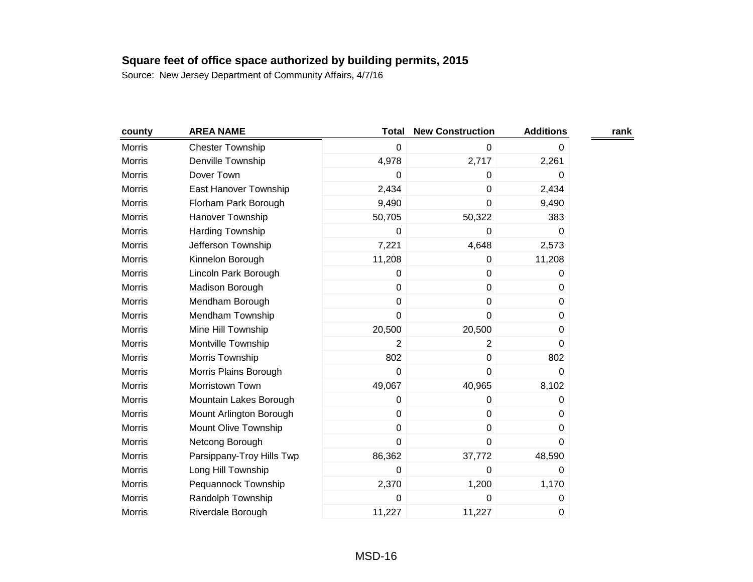**Square feet of office space authorized by building permits, 2015**

Source: New Jersey Department of Community Affairs, 4/7/16

| county | AREA NAME | Total | New Construction | Additions | rank |
|---|---|---|---|---|---|
| Morris | Chester Township | 0 | 0 | 0 | |
| Morris | Denville Township | 4,978 | 2,717 | 2,261 | |
| Morris | Dover Town | 0 | 0 | 0 | |
| Morris | East Hanover Township | 2,434 | 0 | 2,434 | |
| Morris | Florham Park Borough | 9,490 | 0 | 9,490 | |
| Morris | Hanover Township | 50,705 | 50,322 | 383 | |
| Morris | Harding Township | 0 | 0 | 0 | |
| Morris | Jefferson Township | 7,221 | 4,648 | 2,573 | |
| Morris | Kinnelon Borough | 11,208 | 0 | 11,208 | |
| Morris | Lincoln Park Borough | 0 | 0 | 0 | |
| Morris | Madison Borough | 0 | 0 | 0 | |
| Morris | Mendham Borough | 0 | 0 | 0 | |
| Morris | Mendham Township | 0 | 0 | 0 | |
| Morris | Mine Hill Township | 20,500 | 20,500 | 0 | |
| Morris | Montville Township | 2 | 2 | 0 | |
| Morris | Morris Township | 802 | 0 | 802 | |
| Morris | Morris Plains Borough | 0 | 0 | 0 | |
| Morris | Morristown Town | 49,067 | 40,965 | 8,102 | |
| Morris | Mountain Lakes Borough | 0 | 0 | 0 | |
| Morris | Mount Arlington Borough | 0 | 0 | 0 | |
| Morris | Mount Olive Township | 0 | 0 | 0 | |
| Morris | Netcong Borough | 0 | 0 | 0 | |
| Morris | Parsippany-Troy Hills Twp | 86,362 | 37,772 | 48,590 | |
| Morris | Long Hill Township | 0 | 0 | 0 | |
| Morris | Pequannock Township | 2,370 | 1,200 | 1,170 | |
| Morris | Randolph Township | 0 | 0 | 0 | |
| Morris | Riverdale Borough | 11,227 | 11,227 | 0 | |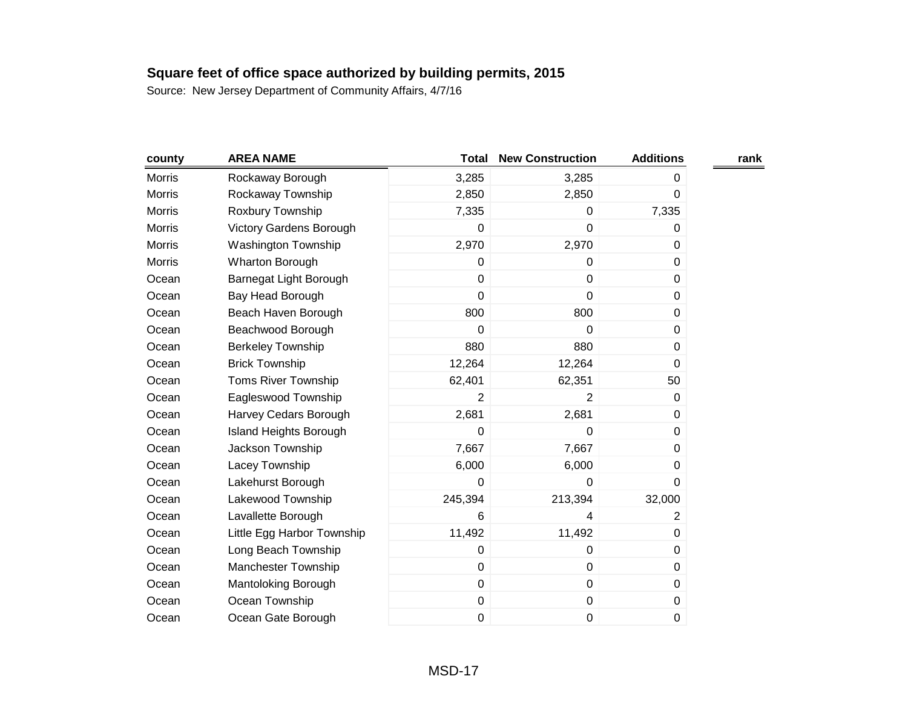**Square feet of office space authorized by building permits, 2015**

Source: New Jersey Department of Community Affairs, 4/7/16

| county | AREA NAME | Total | New Construction | Additions | rank |
|---|---|---|---|---|---|
| Morris | Rockaway Borough | 3,285 | 3,285 | 0 | |
| Morris | Rockaway Township | 2,850 | 2,850 | 0 | |
| Morris | Roxbury Township | 7,335 | 0 | 7,335 | |
| Morris | Victory Gardens Borough | 0 | 0 | 0 | |
| Morris | Washington Township | 2,970 | 2,970 | 0 | |
| Morris | Wharton Borough | 0 | 0 | 0 | |
| Ocean | Barnegat Light Borough | 0 | 0 | 0 | |
| Ocean | Bay Head Borough | 0 | 0 | 0 | |
| Ocean | Beach Haven Borough | 800 | 800 | 0 | |
| Ocean | Beachwood Borough | 0 | 0 | 0 | |
| Ocean | Berkeley Township | 880 | 880 | 0 | |
| Ocean | Brick Township | 12,264 | 12,264 | 0 | |
| Ocean | Toms River Township | 62,401 | 62,351 | 50 | |
| Ocean | Eagleswood Township | 2 | 2 | 0 | |
| Ocean | Harvey Cedars Borough | 2,681 | 2,681 | 0 | |
| Ocean | Island Heights Borough | 0 | 0 | 0 | |
| Ocean | Jackson Township | 7,667 | 7,667 | 0 | |
| Ocean | Lacey Township | 6,000 | 6,000 | 0 | |
| Ocean | Lakehurst Borough | 0 | 0 | 0 | |
| Ocean | Lakewood Township | 245,394 | 213,394 | 32,000 | |
| Ocean | Lavallette Borough | 6 | 4 | 2 | |
| Ocean | Little Egg Harbor Township | 11,492 | 11,492 | 0 | |
| Ocean | Long Beach Township | 0 | 0 | 0 | |
| Ocean | Manchester Township | 0 | 0 | 0 | |
| Ocean | Mantoloking Borough | 0 | 0 | 0 | |
| Ocean | Ocean Township | 0 | 0 | 0 | |
| Ocean | Ocean Gate Borough | 0 | 0 | 0 | |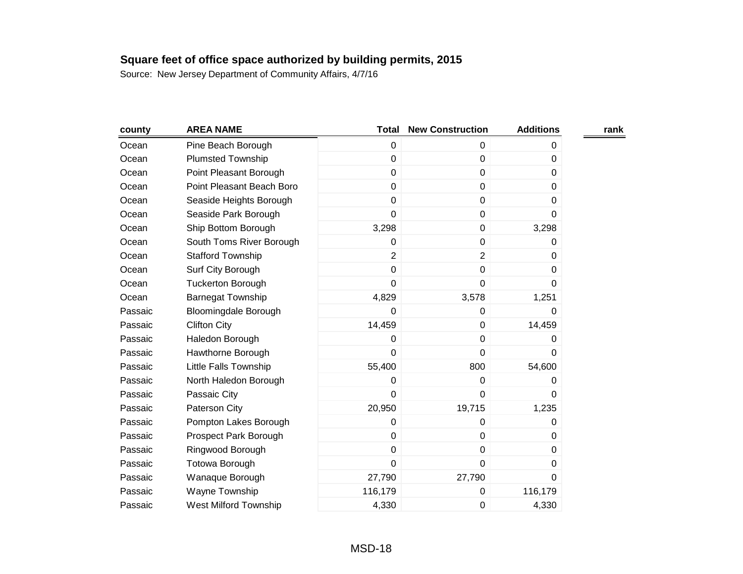**Square feet of office space authorized by building permits, 2015**

Source: New Jersey Department of Community Affairs, 4/7/16

| county | AREA NAME | Total | New Construction | Additions | rank |
|---|---|---|---|---|---|
| Ocean | Pine Beach Borough | 0 | 0 | 0 | |
| Ocean | Plumsted Township | 0 | 0 | 0 | |
| Ocean | Point Pleasant Borough | 0 | 0 | 0 | |
| Ocean | Point Pleasant Beach Boro | 0 | 0 | 0 | |
| Ocean | Seaside Heights Borough | 0 | 0 | 0 | |
| Ocean | Seaside Park Borough | 0 | 0 | 0 | |
| Ocean | Ship Bottom Borough | 3,298 | 0 | 3,298 | |
| Ocean | South Toms River Borough | 0 | 0 | 0 | |
| Ocean | Stafford Township | 2 | 2 | 0 | |
| Ocean | Surf City Borough | 0 | 0 | 0 | |
| Ocean | Tuckerton Borough | 0 | 0 | 0 | |
| Ocean | Barnegat Township | 4,829 | 3,578 | 1,251 | |
| Passaic | Bloomingdale Borough | 0 | 0 | 0 | |
| Passaic | Clifton City | 14,459 | 0 | 14,459 | |
| Passaic | Haledon Borough | 0 | 0 | 0 | |
| Passaic | Hawthorne Borough | 0 | 0 | 0 | |
| Passaic | Little Falls Township | 55,400 | 800 | 54,600 | |
| Passaic | North Haledon Borough | 0 | 0 | 0 | |
| Passaic | Passaic City | 0 | 0 | 0 | |
| Passaic | Paterson City | 20,950 | 19,715 | 1,235 | |
| Passaic | Pompton Lakes Borough | 0 | 0 | 0 | |
| Passaic | Prospect Park Borough | 0 | 0 | 0 | |
| Passaic | Ringwood Borough | 0 | 0 | 0 | |
| Passaic | Totowa Borough | 0 | 0 | 0 | |
| Passaic | Wanaque Borough | 27,790 | 27,790 | 0 | |
| Passaic | Wayne Township | 116,179 | 0 | 116,179 | |
| Passaic | West Milford Township | 4,330 | 0 | 4,330 | |

MSD-18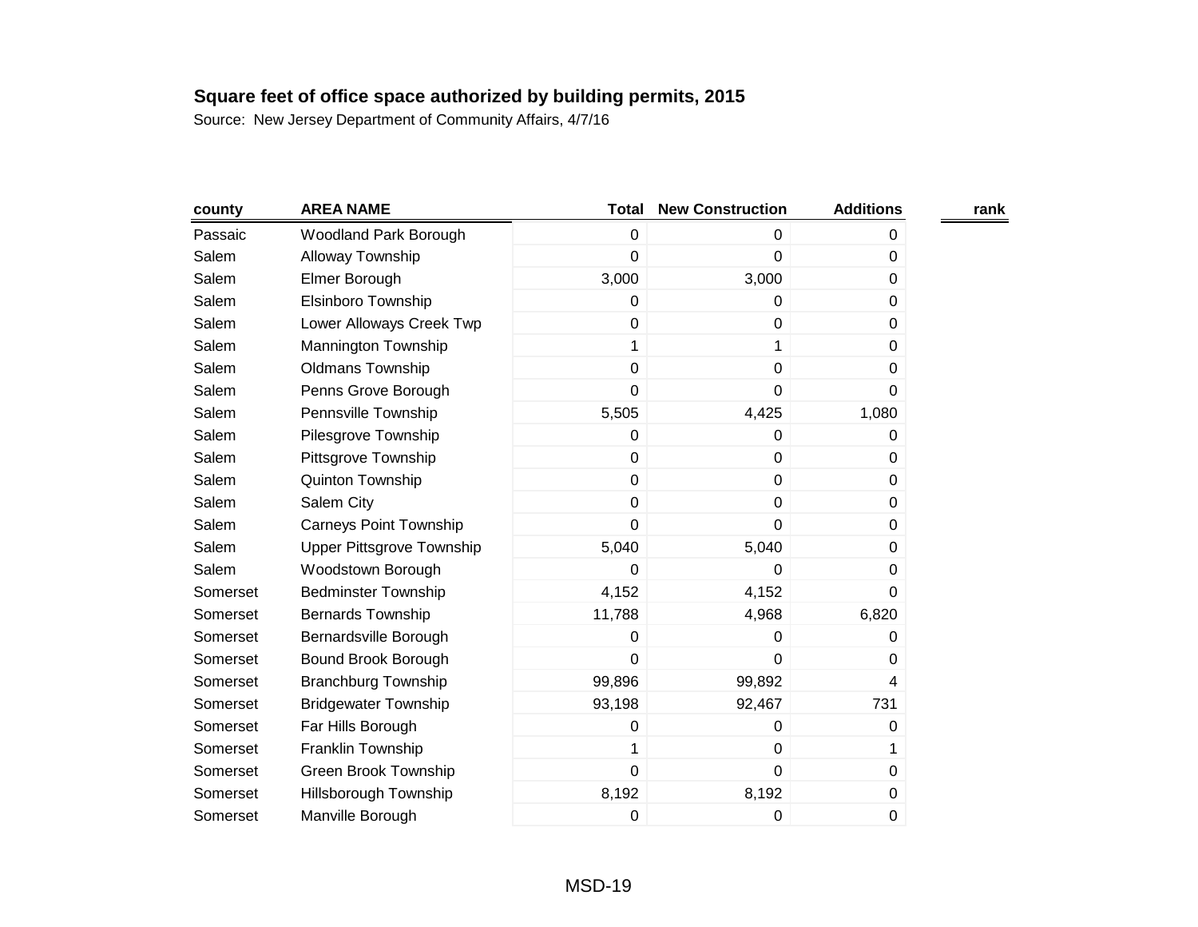**Square feet of office space authorized by building permits, 2015**

Source: New Jersey Department of Community Affairs, 4/7/16

| county | AREA NAME | Total | New Construction | Additions | rank |
|---|---|---|---|---|---|
| Passaic | Woodland Park Borough | 0 | 0 | 0 | |
| Salem | Alloway Township | 0 | 0 | 0 | |
| Salem | Elmer Borough | 3,000 | 3,000 | 0 | |
| Salem | Elsinboro Township | 0 | 0 | 0 | |
| Salem | Lower Alloways Creek Twp | 0 | 0 | 0 | |
| Salem | Mannington Township | 1 | 1 | 0 | |
| Salem | Oldmans Township | 0 | 0 | 0 | |
| Salem | Penns Grove Borough | 0 | 0 | 0 | |
| Salem | Pennsville Township | 5,505 | 4,425 | 1,080 | |
| Salem | Pilesgrove Township | 0 | 0 | 0 | |
| Salem | Pittsgrove Township | 0 | 0 | 0 | |
| Salem | Quinton Township | 0 | 0 | 0 | |
| Salem | Salem City | 0 | 0 | 0 | |
| Salem | Carneys Point Township | 0 | 0 | 0 | |
| Salem | Upper Pittsgrove Township | 5,040 | 5,040 | 0 | |
| Salem | Woodstown Borough | 0 | 0 | 0 | |
| Somerset | Bedminster Township | 4,152 | 4,152 | 0 | |
| Somerset | Bernards Township | 11,788 | 4,968 | 6,820 | |
| Somerset | Bernardsville Borough | 0 | 0 | 0 | |
| Somerset | Bound Brook Borough | 0 | 0 | 0 | |
| Somerset | Branchburg Township | 99,896 | 99,892 | 4 | |
| Somerset | Bridgewater Township | 93,198 | 92,467 | 731 | |
| Somerset | Far Hills Borough | 0 | 0 | 0 | |
| Somerset | Franklin Township | 1 | 0 | 1 | |
| Somerset | Green Brook Township | 0 | 0 | 0 | |
| Somerset | Hillsborough Township | 8,192 | 8,192 | 0 | |
| Somerset | Manville Borough | 0 | 0 | 0 | |

MSD-19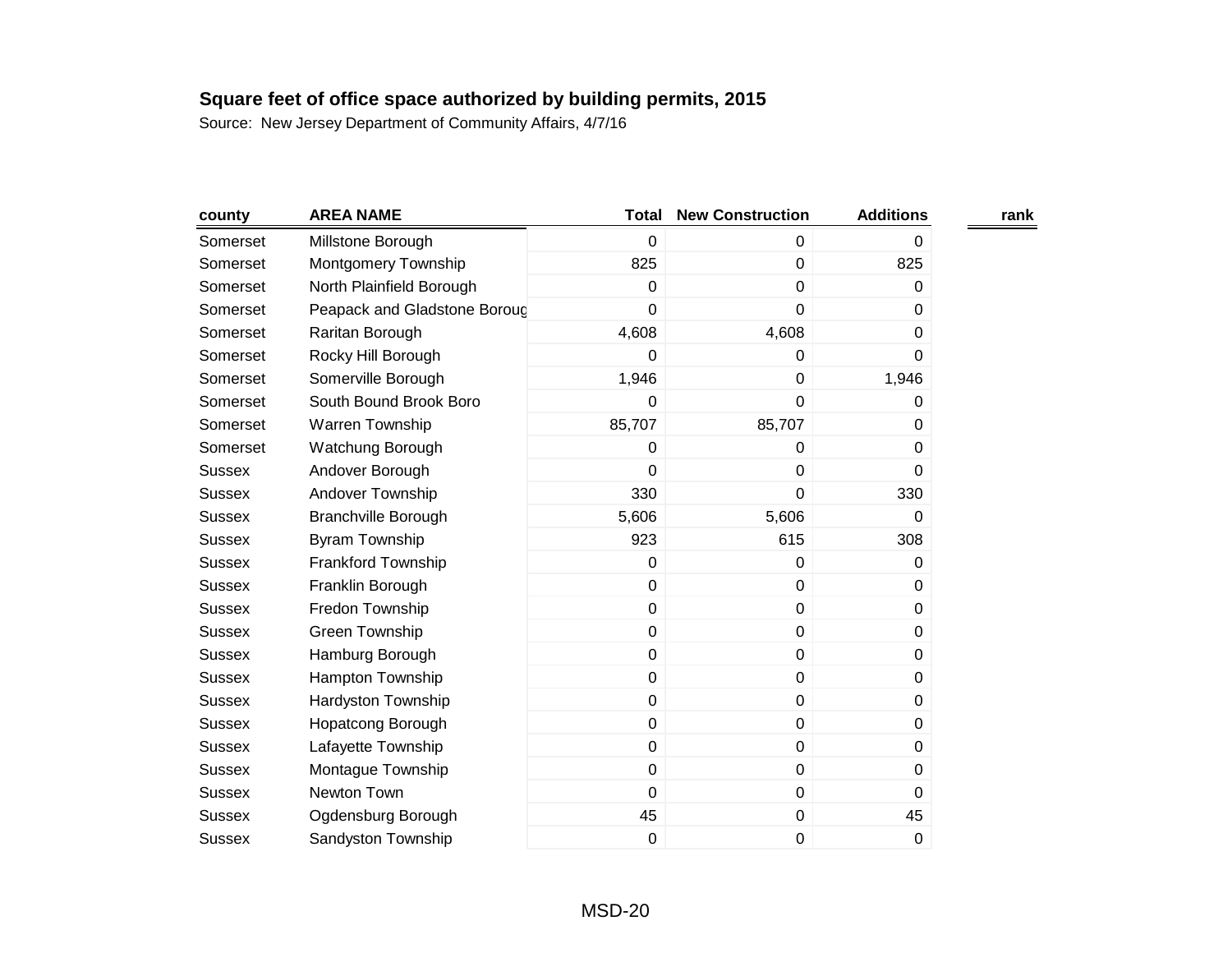**Square feet of office space authorized by building permits, 2015**

Source: New Jersey Department of Community Affairs, 4/7/16

| county | AREA NAME | Total | New Construction | Additions | rank |
|---|---|---|---|---|---|
| Somerset | Millstone Borough | 0 | 0 | 0 | |
| Somerset | Montgomery Township | 825 | 0 | 825 | |
| Somerset | North Plainfield Borough | 0 | 0 | 0 | |
| Somerset | Peapack and Gladstone Boroug | 0 | 0 | 0 | |
| Somerset | Raritan Borough | 4,608 | 4,608 | 0 | |
| Somerset | Rocky Hill Borough | 0 | 0 | 0 | |
| Somerset | Somerville Borough | 1,946 | 0 | 1,946 | |
| Somerset | South Bound Brook Boro | 0 | 0 | 0 | |
| Somerset | Warren Township | 85,707 | 85,707 | 0 | |
| Somerset | Watchung Borough | 0 | 0 | 0 | |
| Sussex | Andover Borough | 0 | 0 | 0 | |
| Sussex | Andover Township | 330 | 0 | 330 | |
| Sussex | Branchville Borough | 5,606 | 5,606 | 0 | |
| Sussex | Byram Township | 923 | 615 | 308 | |
| Sussex | Frankford Township | 0 | 0 | 0 | |
| Sussex | Franklin Borough | 0 | 0 | 0 | |
| Sussex | Fredon Township | 0 | 0 | 0 | |
| Sussex | Green Township | 0 | 0 | 0 | |
| Sussex | Hamburg Borough | 0 | 0 | 0 | |
| Sussex | Hampton Township | 0 | 0 | 0 | |
| Sussex | Hardyston Township | 0 | 0 | 0 | |
| Sussex | Hopatcong Borough | 0 | 0 | 0 | |
| Sussex | Lafayette Township | 0 | 0 | 0 | |
| Sussex | Montague Township | 0 | 0 | 0 | |
| Sussex | Newton Town | 0 | 0 | 0 | |
| Sussex | Ogdensburg Borough | 45 | 0 | 45 | |
| Sussex | Sandyston Township | 0 | 0 | 0 | |

MSD-20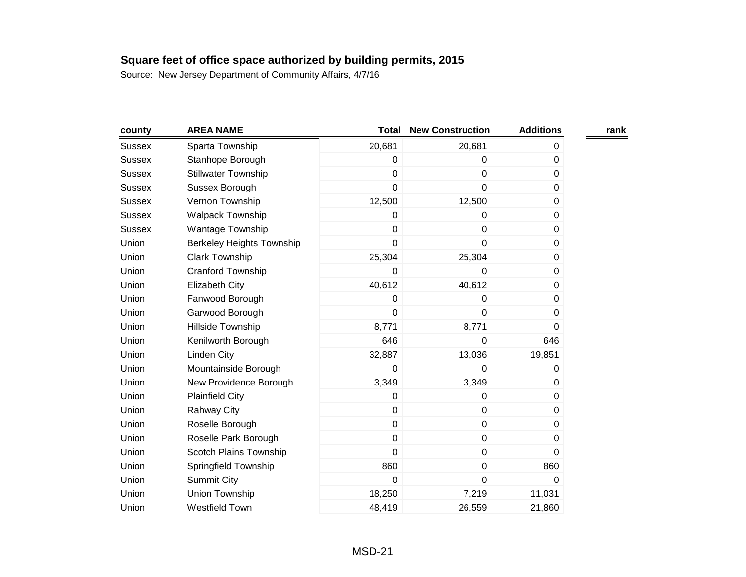**Square feet of office space authorized by building permits, 2015**

Source: New Jersey Department of Community Affairs, 4/7/16

| county | AREA NAME | Total | New Construction | Additions | rank |
|---|---|---|---|---|---|
| Sussex | Sparta Township | 20,681 | 20,681 | 0 | |
| Sussex | Stanhope Borough | 0 | 0 | 0 | |
| Sussex | Stillwater Township | 0 | 0 | 0 | |
| Sussex | Sussex Borough | 0 | 0 | 0 | |
| Sussex | Vernon Township | 12,500 | 12,500 | 0 | |
| Sussex | Walpack Township | 0 | 0 | 0 | |
| Sussex | Wantage Township | 0 | 0 | 0 | |
| Union | Berkeley Heights Township | 0 | 0 | 0 | |
| Union | Clark Township | 25,304 | 25,304 | 0 | |
| Union | Cranford Township | 0 | 0 | 0 | |
| Union | Elizabeth City | 40,612 | 40,612 | 0 | |
| Union | Fanwood Borough | 0 | 0 | 0 | |
| Union | Garwood Borough | 0 | 0 | 0 | |
| Union | Hillside Township | 8,771 | 8,771 | 0 | |
| Union | Kenilworth Borough | 646 | 0 | 646 | |
| Union | Linden City | 32,887 | 13,036 | 19,851 | |
| Union | Mountainside Borough | 0 | 0 | 0 | |
| Union | New Providence Borough | 3,349 | 3,349 | 0 | |
| Union | Plainfield City | 0 | 0 | 0 | |
| Union | Rahway City | 0 | 0 | 0 | |
| Union | Roselle Borough | 0 | 0 | 0 | |
| Union | Roselle Park Borough | 0 | 0 | 0 | |
| Union | Scotch Plains Township | 0 | 0 | 0 | |
| Union | Springfield Township | 860 | 0 | 860 | |
| Union | Summit City | 0 | 0 | 0 | |
| Union | Union Township | 18,250 | 7,219 | 11,031 | |
| Union | Westfield Town | 48,419 | 26,559 | 21,860 | |

MSD-21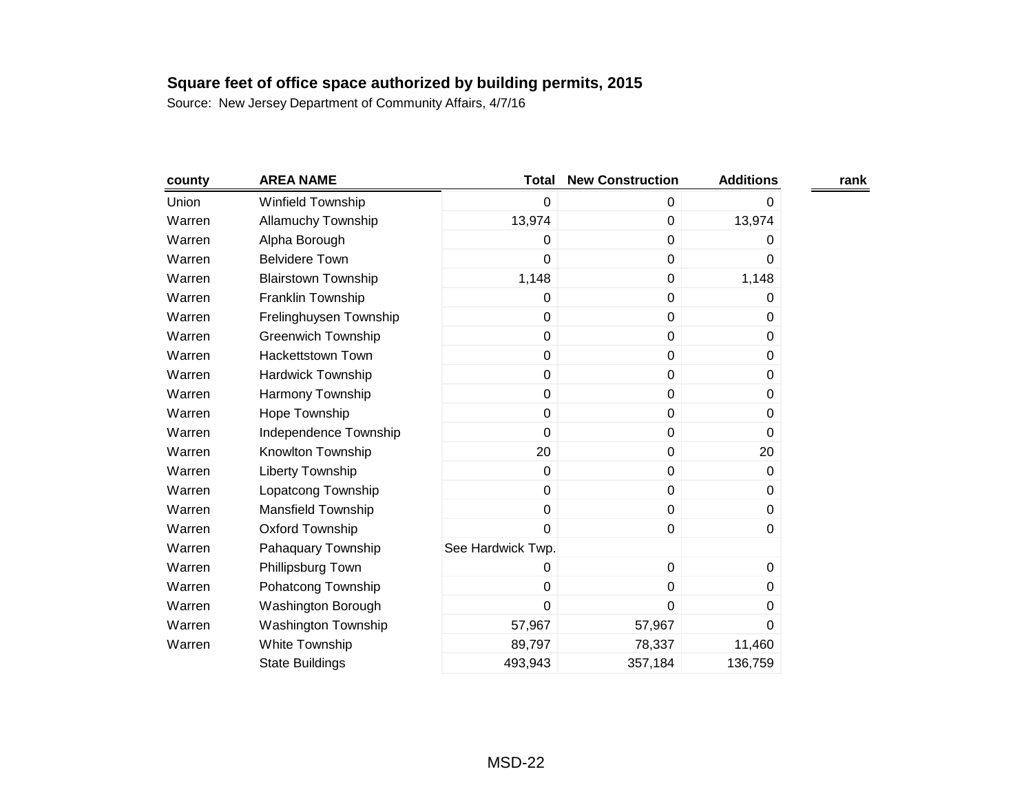**Square feet of office space authorized by building permits, 2015**

Source: New Jersey Department of Community Affairs, 4/7/16

| county | AREA NAME | Total | New Construction | Additions | rank |
|---|---|---|---|---|---|
| Union | Winfield Township | 0 | 0 | 0 | |
| Warren | Allamuchy Township | 13,974 | 0 | 13,974 | |
| Warren | Alpha Borough | 0 | 0 | 0 | |
| Warren | Belvidere Town | 0 | 0 | 0 | |
| Warren | Blairstown Township | 1,148 | 0 | 1,148 | |
| Warren | Franklin Township | 0 | 0 | 0 | |
| Warren | Frelinghuysen Township | 0 | 0 | 0 | |
| Warren | Greenwich Township | 0 | 0 | 0 | |
| Warren | Hackettstown Town | 0 | 0 | 0 | |
| Warren | Hardwick Township | 0 | 0 | 0 | |
| Warren | Harmony Township | 0 | 0 | 0 | |
| Warren | Hope Township | 0 | 0 | 0 | |
| Warren | Independence Township | 0 | 0 | 0 | |
| Warren | Knowlton Township | 20 | 0 | 20 | |
| Warren | Liberty Township | 0 | 0 | 0 | |
| Warren | Lopatcong Township | 0 | 0 | 0 | |
| Warren | Mansfield Township | 0 | 0 | 0 | |
| Warren | Oxford Township | 0 | 0 | 0 | |
| Warren | Pahaquary Township | See Hardwick Twp. | | | |
| Warren | Phillipsburg Town | 0 | 0 | 0 | |
| Warren | Pohatcong Township | 0 | 0 | 0 | |
| Warren | Washington Borough | 0 | 0 | 0 | |
| Warren | Washington Township | 57,967 | 57,967 | 0 | |
| Warren | White Township | 89,797 | 78,337 | 11,460 | |
| | State Buildings | 493,943 | 357,184 | 136,759 | |

MSD-22